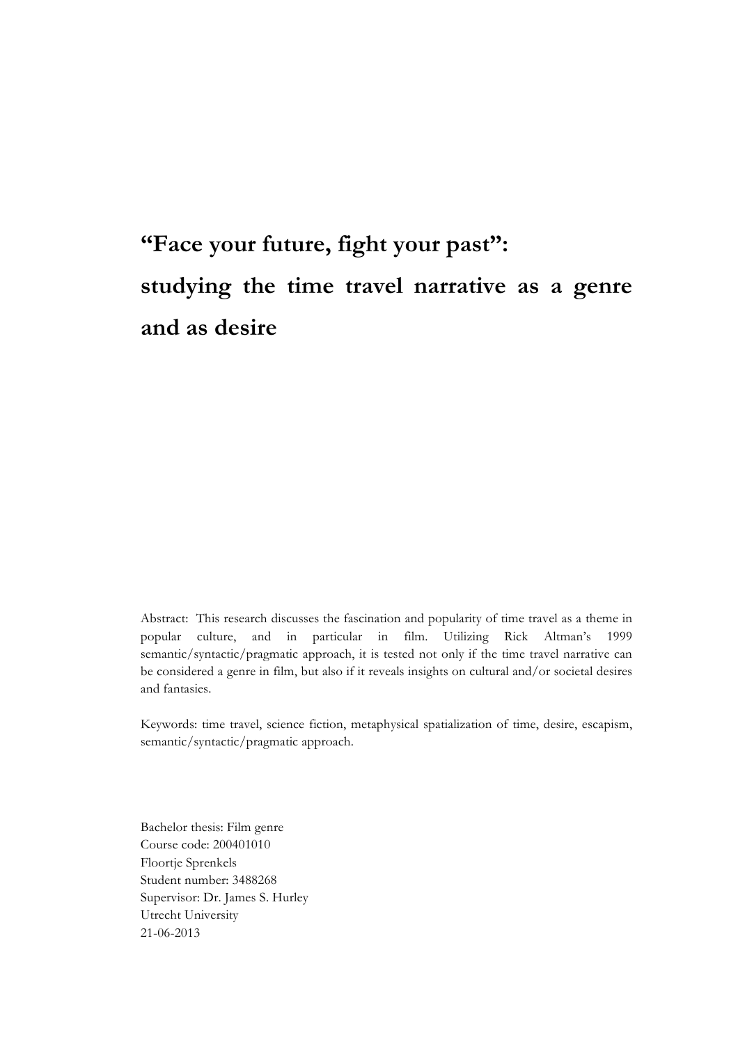# "Face your future, fight your past": studying the time travel narrative as a genre and as desire

Abstract: This research discusses the fascination and popularity of time travel as a theme in popular culture, and in particular in film. Utilizing Rick Altman's 1999 semantic/syntactic/pragmatic approach, it is tested not only if the time travel narrative can be considered a genre in film, but also if it reveals insights on cultural and/or societal desires and fantasies.

Keywords: time travel, science fiction, metaphysical spatialization of time, desire, escapism, semantic/syntactic/pragmatic approach.

Bachelor thesis: Film genre  
Course code: 200401010  
Floortje Sprenkels  
Student number: 3488268  
Supervisor: Dr. James S. Hurley  
Utrecht University  
21-06-2013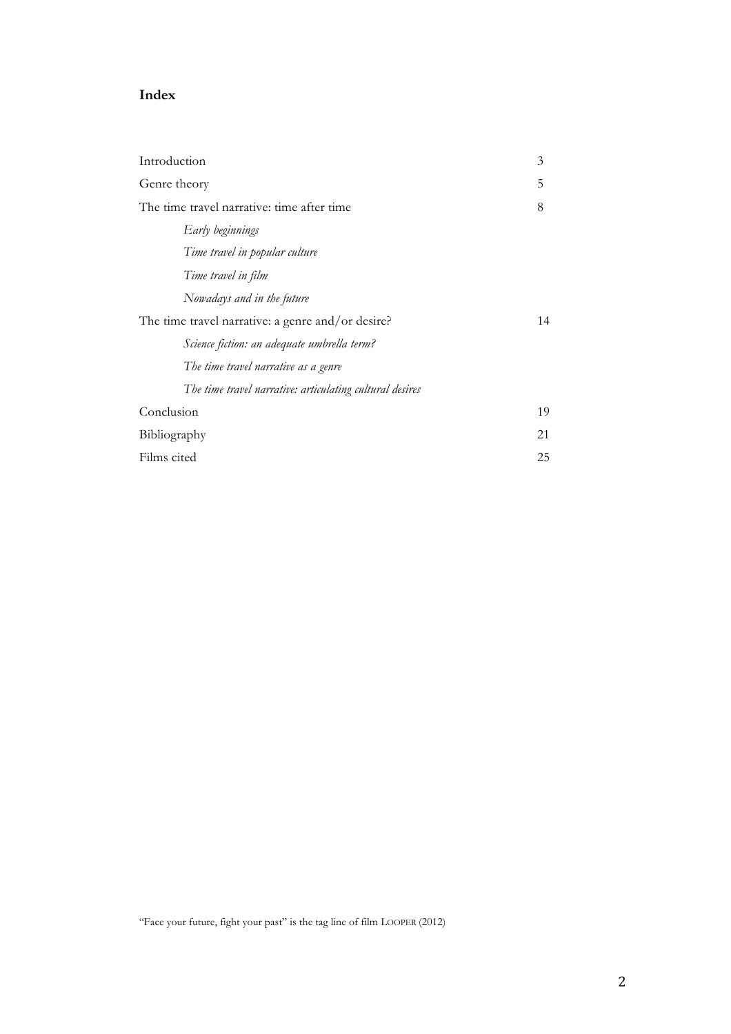**Index**

| | |
|---|---|
| Introduction | 3 |
| Genre theory | 5 |
| The time travel narrative: time after time | 8 |
| *Early beginnings* | |
| *Time travel in popular culture* | |
| *Time travel in film* | |
| *Nowadays and in the future* | |
| The time travel narrative: a genre and/or desire? | 14 |
| *Science fiction: an adequate umbrella term?* | |
| *The time travel narrative as a genre* | |
| *The time travel narrative: articulating cultural desires* | |
| Conclusion | 19 |
| Bibliography | 21 |
| Films cited | 25 |

"Face your future, fight your past" is the tag line of film LOOPER (2012)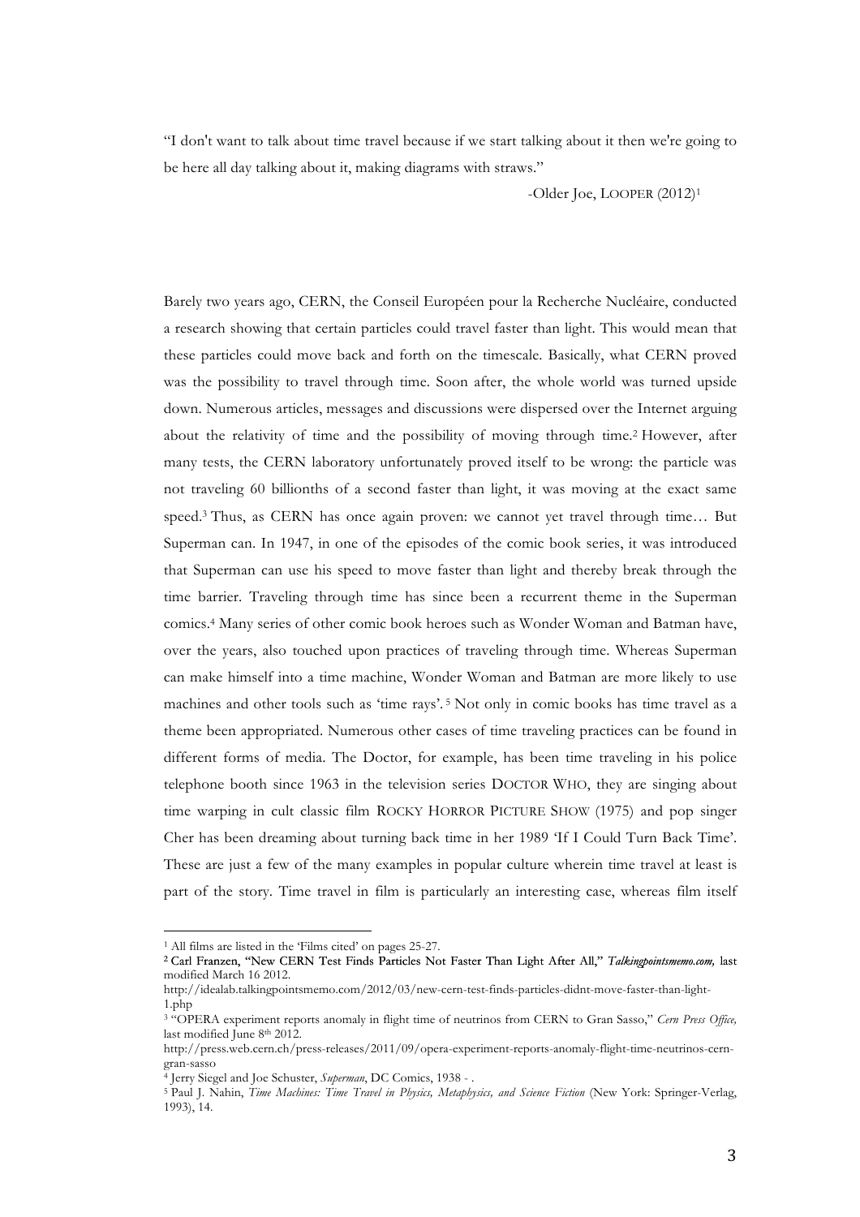"I don't want to talk about time travel because if we start talking about it then we're going to be here all day talking about it, making diagrams with straws."

-Older Joe, LOOPER (2012)[1]

Barely two years ago, CERN, the Conseil Européen pour la Recherche Nucléaire, conducted a research showing that certain particles could travel faster than light. This would mean that these particles could move back and forth on the timescale. Basically, what CERN proved was the possibility to travel through time. Soon after, the whole world was turned upside down. Numerous articles, messages and discussions were dispersed over the Internet arguing about the relativity of time and the possibility of moving through time.[2] However, after many tests, the CERN laboratory unfortunately proved itself to be wrong: the particle was not traveling 60 billionths of a second faster than light, it was moving at the exact same speed.[3] Thus, as CERN has once again proven: we cannot yet travel through time… But Superman can. In 1947, in one of the episodes of the comic book series, it was introduced that Superman can use his speed to move faster than light and thereby break through the time barrier. Traveling through time has since been a recurrent theme in the Superman comics.[4] Many series of other comic book heroes such as Wonder Woman and Batman have, over the years, also touched upon practices of traveling through time. Whereas Superman can make himself into a time machine, Wonder Woman and Batman are more likely to use machines and other tools such as 'time rays'.[5] Not only in comic books has time travel as a theme been appropriated. Numerous other cases of time traveling practices can be found in different forms of media. The Doctor, for example, has been time traveling in his police telephone booth since 1963 in the television series DOCTOR WHO, they are singing about time warping in cult classic film ROCKY HORROR PICTURE SHOW (1975) and pop singer Cher has been dreaming about turning back time in her 1989 'If I Could Turn Back Time'. These are just a few of the many examples in popular culture wherein time travel at least is part of the story. Time travel in film is particularly an interesting case, whereas film itself

---

[1] All films are listed in the 'Films cited' on pages 25-27.

[2] Carl Franzen, "New CERN Test Finds Particles Not Faster Than Light After All," *Talkingpointsmemo.com,* last modified March 16 2012.
http://idealab.talkingpointsmemo.com/2012/03/new-cern-test-finds-particles-didnt-move-faster-than-light-1.php

[3] "OPERA experiment reports anomaly in flight time of neutrinos from CERN to Gran Sasso," *Cern Press Office,* last modified June 8th 2012.
http://press.web.cern.ch/press-releases/2011/09/opera-experiment-reports-anomaly-flight-time-neutrinos-cern-gran-sasso

[4] Jerry Siegel and Joe Schuster, *Superman*, DC Comics, 1938 - .

[5] Paul J. Nahin, *Time Machines: Time Travel in Physics, Metaphysics, and Science Fiction* (New York: Springer-Verlag, 1993), 14.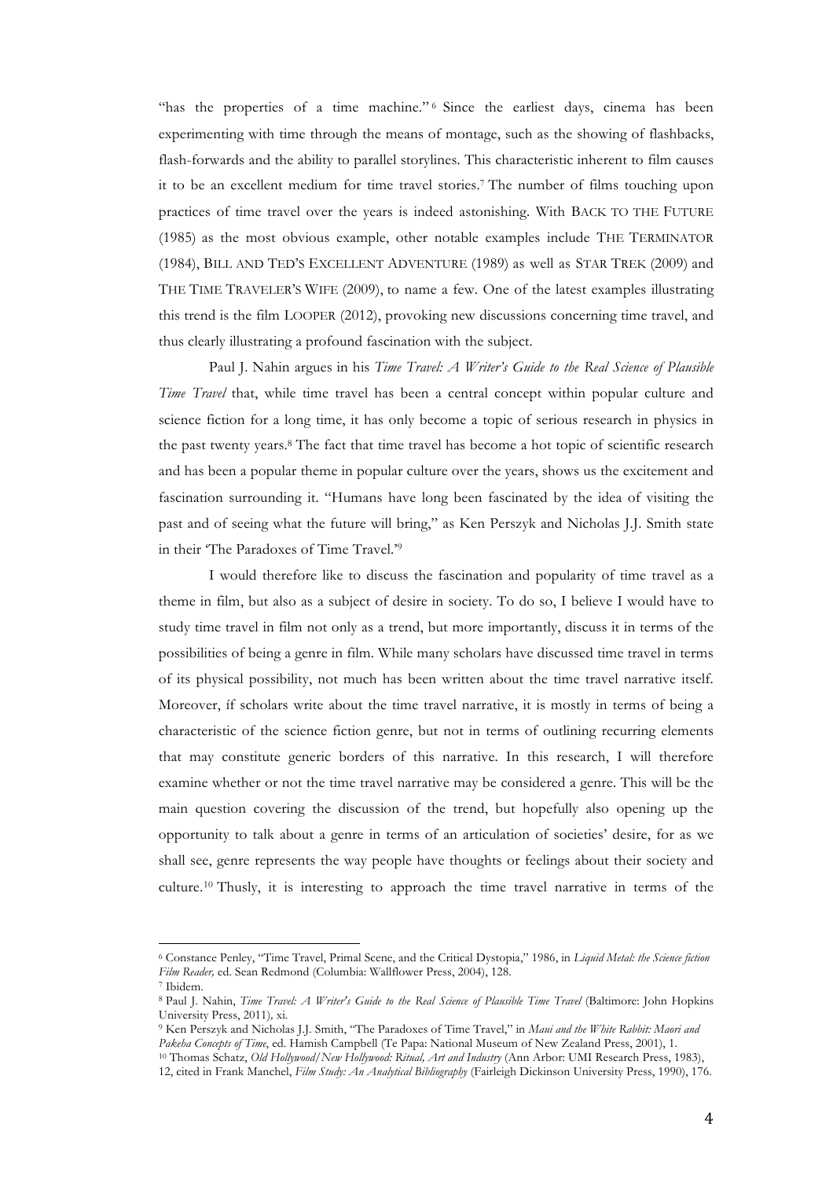"has the properties of a time machine."[6] Since the earliest days, cinema has been experimenting with time through the means of montage, such as the showing of flashbacks, flash-forwards and the ability to parallel storylines. This characteristic inherent to film causes it to be an excellent medium for time travel stories.[7] The number of films touching upon practices of time travel over the years is indeed astonishing. With BACK TO THE FUTURE (1985) as the most obvious example, other notable examples include THE TERMINATOR (1984), BILL AND TED'S EXCELLENT ADVENTURE (1989) as well as STAR TREK (2009) and THE TIME TRAVELER'S WIFE (2009), to name a few. One of the latest examples illustrating this trend is the film LOOPER (2012), provoking new discussions concerning time travel, and thus clearly illustrating a profound fascination with the subject.

Paul J. Nahin argues in his *Time Travel: A Writer's Guide to the Real Science of Plausible Time Travel* that, while time travel has been a central concept within popular culture and science fiction for a long time, it has only become a topic of serious research in physics in the past twenty years.[8] The fact that time travel has become a hot topic of scientific research and has been a popular theme in popular culture over the years, shows us the excitement and fascination surrounding it. "Humans have long been fascinated by the idea of visiting the past and of seeing what the future will bring," as Ken Perszyk and Nicholas J.J. Smith state in their 'The Paradoxes of Time Travel.'[9]

I would therefore like to discuss the fascination and popularity of time travel as a theme in film, but also as a subject of desire in society. To do so, I believe I would have to study time travel in film not only as a trend, but more importantly, discuss it in terms of the possibilities of being a genre in film. While many scholars have discussed time travel in terms of its physical possibility, not much has been written about the time travel narrative itself. Moreover, if scholars write about the time travel narrative, it is mostly in terms of being a characteristic of the science fiction genre, but not in terms of outlining recurring elements that may constitute generic borders of this narrative. In this research, I will therefore examine whether or not the time travel narrative may be considered a genre. This will be the main question covering the discussion of the trend, but hopefully also opening up the opportunity to talk about a genre in terms of an articulation of societies' desire, for as we shall see, genre represents the way people have thoughts or feelings about their society and culture.[10] Thusly, it is interesting to approach the time travel narrative in terms of the

---

[6] Constance Penley, "Time Travel, Primal Scene, and the Critical Dystopia," 1986, in *Liquid Metal: the Science fiction Film Reader,* ed. Sean Redmond (Columbia: Wallflower Press, 2004), 128.

[7] Ibidem.

[8] Paul J. Nahin, *Time Travel: A Writer's Guide to the Real Science of Plausible Time Travel* (Baltimore: John Hopkins University Press, 2011), xi.

[9] Ken Perszyk and Nicholas J.J. Smith, "The Paradoxes of Time Travel," in *Maui and the White Rabbit: Maori and Pakeha Concepts of Time*, ed. Hamish Campbell (Te Papa: National Museum of New Zealand Press, 2001), 1.

[10] Thomas Schatz, *Old Hollywood/New Hollywood: Ritual, Art and Industry* (Ann Arbor: UMI Research Press, 1983), 12, cited in Frank Manchel, *Film Study: An Analytical Bibliography* (Fairleigh Dickinson University Press, 1990), 176.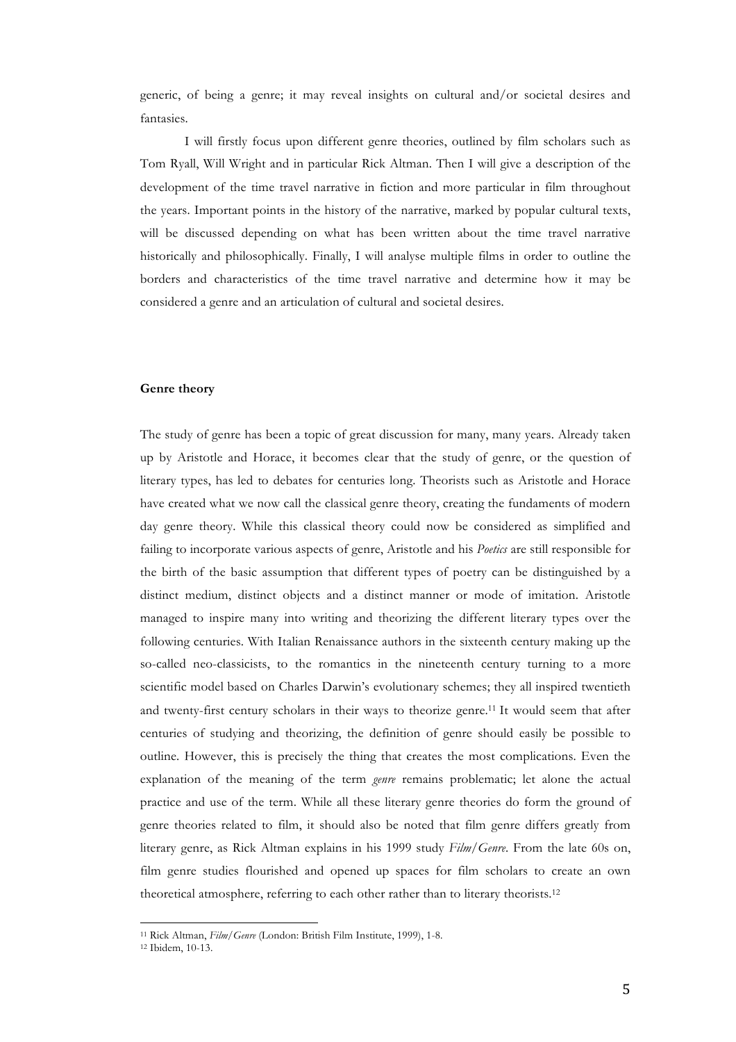generic, of being a genre; it may reveal insights on cultural and/or societal desires and fantasies.

I will firstly focus upon different genre theories, outlined by film scholars such as Tom Ryall, Will Wright and in particular Rick Altman. Then I will give a description of the development of the time travel narrative in fiction and more particular in film throughout the years. Important points in the history of the narrative, marked by popular cultural texts, will be discussed depending on what has been written about the time travel narrative historically and philosophically. Finally, I will analyse multiple films in order to outline the borders and characteristics of the time travel narrative and determine how it may be considered a genre and an articulation of cultural and societal desires.

**Genre theory**

The study of genre has been a topic of great discussion for many, many years. Already taken up by Aristotle and Horace, it becomes clear that the study of genre, or the question of literary types, has led to debates for centuries long. Theorists such as Aristotle and Horace have created what we now call the classical genre theory, creating the fundaments of modern day genre theory. While this classical theory could now be considered as simplified and failing to incorporate various aspects of genre, Aristotle and his *Poetics* are still responsible for the birth of the basic assumption that different types of poetry can be distinguished by a distinct medium, distinct objects and a distinct manner or mode of imitation. Aristotle managed to inspire many into writing and theorizing the different literary types over the following centuries. With Italian Renaissance authors in the sixteenth century making up the so-called neo-classicists, to the romantics in the nineteenth century turning to a more scientific model based on Charles Darwin's evolutionary schemes; they all inspired twentieth and twenty-first century scholars in their ways to theorize genre.[11] It would seem that after centuries of studying and theorizing, the definition of genre should easily be possible to outline. However, this is precisely the thing that creates the most complications. Even the explanation of the meaning of the term *genre* remains problematic; let alone the actual practice and use of the term. While all these literary genre theories do form the ground of genre theories related to film, it should also be noted that film genre differs greatly from literary genre, as Rick Altman explains in his 1999 study *Film/Genre*. From the late 60s on, film genre studies flourished and opened up spaces for film scholars to create an own theoretical atmosphere, referring to each other rather than to literary theorists.[12]

[11] Rick Altman, *Film/Genre* (London: British Film Institute, 1999), 1-8.

[12] Ibidem, 10-13.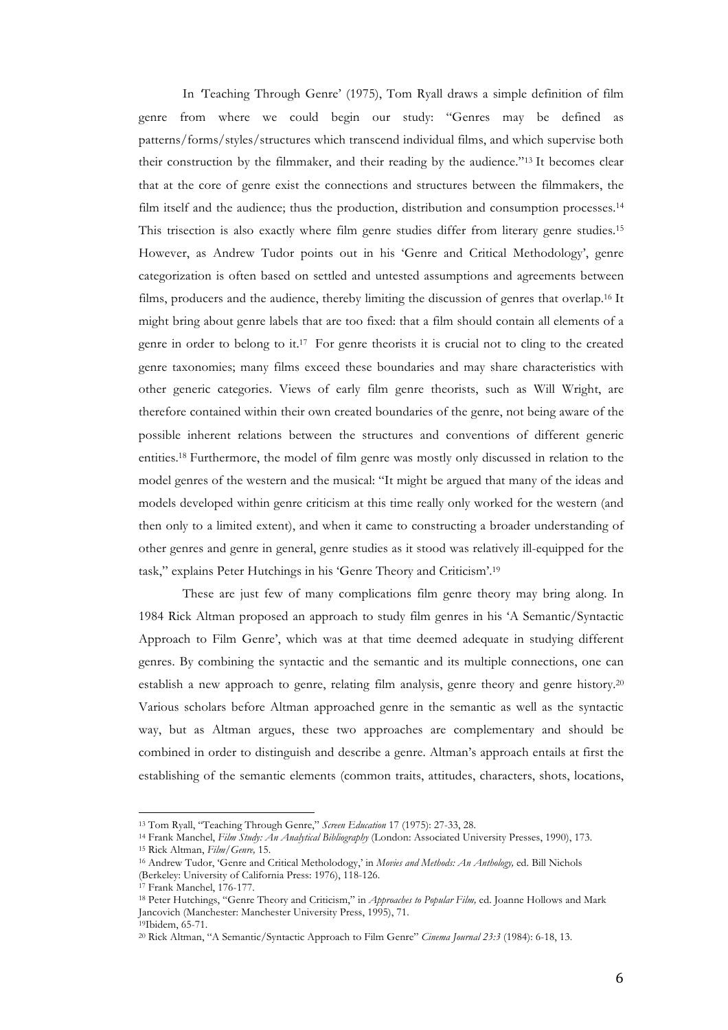In 'Teaching Through Genre' (1975), Tom Ryall draws a simple definition of film genre from where we could begin our study: "Genres may be defined as patterns/forms/styles/structures which transcend individual films, and which supervise both their construction by the filmmaker, and their reading by the audience."[13] It becomes clear that at the core of genre exist the connections and structures between the filmmakers, the film itself and the audience; thus the production, distribution and consumption processes.[14] This trisection is also exactly where film genre studies differ from literary genre studies.[15] However, as Andrew Tudor points out in his 'Genre and Critical Methodology', genre categorization is often based on settled and untested assumptions and agreements between films, producers and the audience, thereby limiting the discussion of genres that overlap.[16] It might bring about genre labels that are too fixed: that a film should contain all elements of a genre in order to belong to it.[17] For genre theorists it is crucial not to cling to the created genre taxonomies; many films exceed these boundaries and may share characteristics with other generic categories. Views of early film genre theorists, such as Will Wright, are therefore contained within their own created boundaries of the genre, not being aware of the possible inherent relations between the structures and conventions of different generic entities.[18] Furthermore, the model of film genre was mostly only discussed in relation to the model genres of the western and the musical: "It might be argued that many of the ideas and models developed within genre criticism at this time really only worked for the western (and then only to a limited extent), and when it came to constructing a broader understanding of other genres and genre in general, genre studies as it stood was relatively ill-equipped for the task," explains Peter Hutchings in his 'Genre Theory and Criticism'.[19]

These are just few of many complications film genre theory may bring along. In 1984 Rick Altman proposed an approach to study film genres in his 'A Semantic/Syntactic Approach to Film Genre', which was at that time deemed adequate in studying different genres. By combining the syntactic and the semantic and its multiple connections, one can establish a new approach to genre, relating film analysis, genre theory and genre history.[20] Various scholars before Altman approached genre in the semantic as well as the syntactic way, but as Altman argues, these two approaches are complementary and should be combined in order to distinguish and describe a genre. Altman's approach entails at first the establishing of the semantic elements (common traits, attitudes, characters, shots, locations,

---

[13] Tom Ryall, "Teaching Through Genre," *Screen Education* 17 (1975): 27-33, 28.

[14] Frank Manchel, *Film Study: An Analytical Bibliography* (London: Associated University Presses, 1990), 173.

[15] Rick Altman, *Film/Genre,* 15.

[16] Andrew Tudor, 'Genre and Critical Metholodogy,' in *Movies and Methods: An Anthology,* ed. Bill Nichols (Berkeley: University of California Press: 1976), 118-126.

[17] Frank Manchel, 176-177.

[18] Peter Hutchings, "Genre Theory and Criticism," in *Approaches to Popular Film,* ed. Joanne Hollows and Mark Jancovich (Manchester: Manchester University Press, 1995), 71.

[19] Ibidem, 65-71.

[20] Rick Altman, "A Semantic/Syntactic Approach to Film Genre" *Cinema Journal 23:3* (1984): 6-18, 13.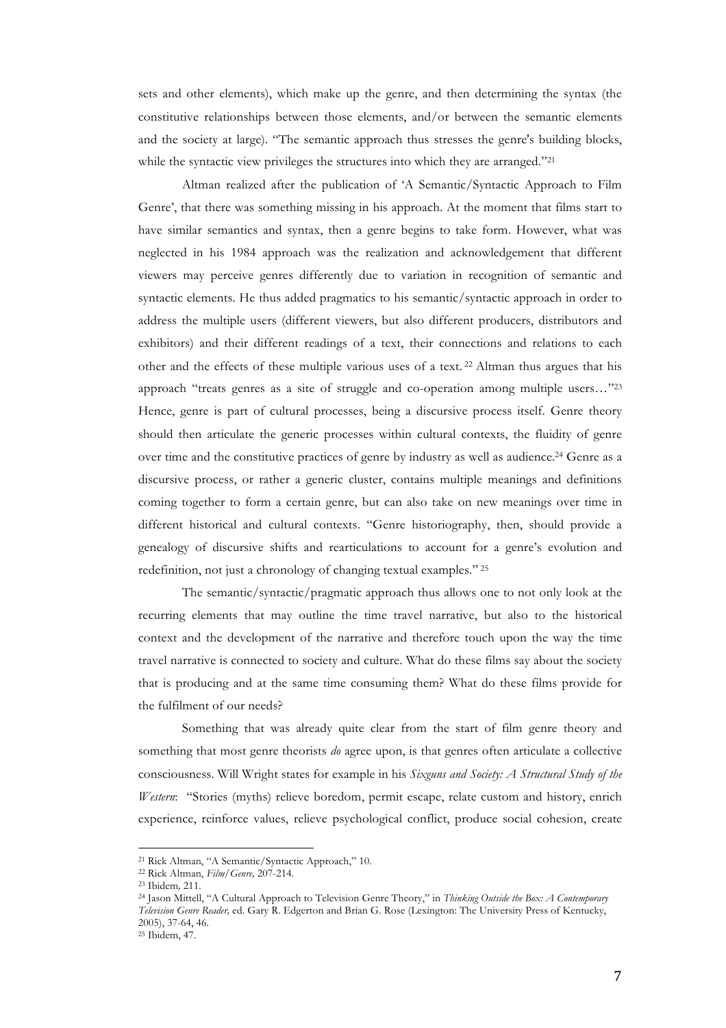sets and other elements), which make up the genre, and then determining the syntax (the constitutive relationships between those elements, and/or between the semantic elements and the society at large). "The semantic approach thus stresses the genre's building blocks, while the syntactic view privileges the structures into which they are arranged."[21]

Altman realized after the publication of 'A Semantic/Syntactic Approach to Film Genre', that there was something missing in his approach. At the moment that films start to have similar semantics and syntax, then a genre begins to take form. However, what was neglected in his 1984 approach was the realization and acknowledgement that different viewers may perceive genres differently due to variation in recognition of semantic and syntactic elements. He thus added pragmatics to his semantic/syntactic approach in order to address the multiple users (different viewers, but also different producers, distributors and exhibitors) and their different readings of a text, their connections and relations to each other and the effects of these multiple various uses of a text.[22] Altman thus argues that his approach "treats genres as a site of struggle and co-operation among multiple users…"[23] Hence, genre is part of cultural processes, being a discursive process itself. Genre theory should then articulate the generic processes within cultural contexts, the fluidity of genre over time and the constitutive practices of genre by industry as well as audience.[24] Genre as a discursive process, or rather a generic cluster, contains multiple meanings and definitions coming together to form a certain genre, but can also take on new meanings over time in different historical and cultural contexts. "Genre historiography, then, should provide a genealogy of discursive shifts and rearticulations to account for a genre's evolution and redefinition, not just a chronology of changing textual examples."[25]

The semantic/syntactic/pragmatic approach thus allows one to not only look at the recurring elements that may outline the time travel narrative, but also to the historical context and the development of the narrative and therefore touch upon the way the time travel narrative is connected to society and culture. What do these films say about the society that is producing and at the same time consuming them? What do these films provide for the fulfilment of our needs?

Something that was already quite clear from the start of film genre theory and something that most genre theorists *do* agree upon, is that genres often articulate a collective consciousness. Will Wright states for example in his *Sixguns and Society: A Structural Study of the Western*: "Stories (myths) relieve boredom, permit escape, relate custom and history, enrich experience, reinforce values, relieve psychological conflict, produce social cohesion, create

---

[21] Rick Altman, "A Semantic/Syntactic Approach," 10.

[22] Rick Altman, *Film/Genre,* 207-214.

[23] Ibidem*,* 211.

[24] Jason Mittell, "A Cultural Approach to Television Genre Theory," in *Thinking Outside the Box: A Contemporary Television Genre Reader,* ed. Gary R. Edgerton and Brian G. Rose (Lexington: The University Press of Kentucky, 2005), 37-64, 46.

[25] Ibidem, 47.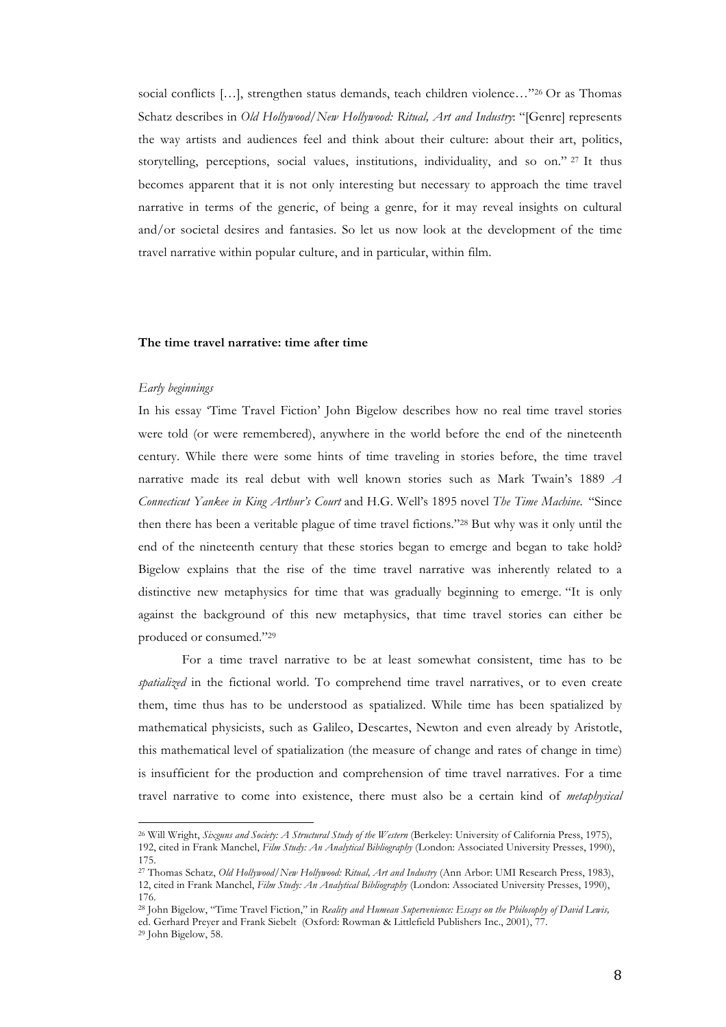social conflicts […], strengthen status demands, teach children violence…"[26] Or as Thomas Schatz describes in *Old Hollywood/New Hollywood: Ritual, Art and Industry*: "[Genre] represents the way artists and audiences feel and think about their culture: about their art, politics, storytelling, perceptions, social values, institutions, individuality, and so on." [27] It thus becomes apparent that it is not only interesting but necessary to approach the time travel narrative in terms of the generic, of being a genre, for it may reveal insights on cultural and/or societal desires and fantasies. So let us now look at the development of the time travel narrative within popular culture, and in particular, within film.

**The time travel narrative: time after time**

*Early beginnings*

In his essay 'Time Travel Fiction' John Bigelow describes how no real time travel stories were told (or were remembered), anywhere in the world before the end of the nineteenth century. While there were some hints of time traveling in stories before, the time travel narrative made its real debut with well known stories such as Mark Twain's 1889 *A Connecticut Yankee in King Arthur's Court* and H.G. Well's 1895 novel *The Time Machine.* "Since then there has been a veritable plague of time travel fictions."[28] But why was it only until the end of the nineteenth century that these stories began to emerge and began to take hold? Bigelow explains that the rise of the time travel narrative was inherently related to a distinctive new metaphysics for time that was gradually beginning to emerge. "It is only against the background of this new metaphysics, that time travel stories can either be produced or consumed."[29]

For a time travel narrative to be at least somewhat consistent, time has to be *spatialized* in the fictional world. To comprehend time travel narratives, or to even create them, time thus has to be understood as spatialized. While time has been spatialized by mathematical physicists, such as Galileo, Descartes, Newton and even already by Aristotle, this mathematical level of spatialization (the measure of change and rates of change in time) is insufficient for the production and comprehension of time travel narratives. For a time travel narrative to come into existence, there must also be a certain kind of *metaphysical*

---

[26] Will Wright, *Sixguns and Society: A Structural Study of the Western* (Berkeley: University of California Press, 1975), 192, cited in Frank Manchel, *Film Study: An Analytical Bibliography* (London: Associated University Presses, 1990), 175.

[27] Thomas Schatz, *Old Hollywood/New Hollywood: Ritual, Art and Industry* (Ann Arbor: UMI Research Press, 1983), 12, cited in Frank Manchel, *Film Study: An Analytical Bibliography* (London: Associated University Presses, 1990), 176.

[28] John Bigelow, "Time Travel Fiction," in *Reality and Humean Supervenience: Essays on the Philosophy of David Lewis,* ed. Gerhard Preyer and Frank Siebelt (Oxford: Rowman & Littlefield Publishers Inc., 2001), 77.

[29] John Bigelow, 58.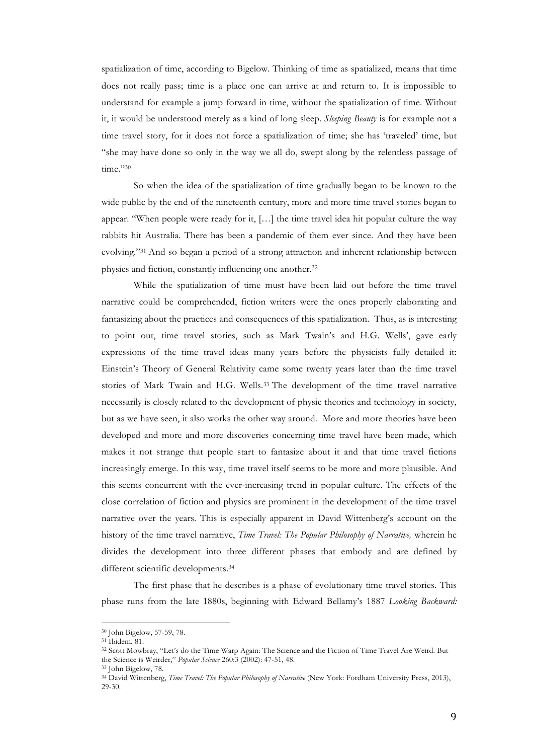spatialization of time, according to Bigelow. Thinking of time as spatialized, means that time does not really pass; time is a place one can arrive at and return to. It is impossible to understand for example a jump forward in time, without the spatialization of time. Without it, it would be understood merely as a kind of long sleep. *Sleeping Beauty* is for example not a time travel story, for it does not force a spatialization of time; she has 'traveled' time, but "she may have done so only in the way we all do, swept along by the relentless passage of time."[30]

So when the idea of the spatialization of time gradually began to be known to the wide public by the end of the nineteenth century, more and more time travel stories began to appear. "When people were ready for it, […] the time travel idea hit popular culture the way rabbits hit Australia. There has been a pandemic of them ever since. And they have been evolving."[31] And so began a period of a strong attraction and inherent relationship between physics and fiction, constantly influencing one another.[32]

While the spatialization of time must have been laid out before the time travel narrative could be comprehended, fiction writers were the ones properly elaborating and fantasizing about the practices and consequences of this spatialization. Thus, as is interesting to point out, time travel stories, such as Mark Twain's and H.G. Wells', gave early expressions of the time travel ideas many years before the physicists fully detailed it: Einstein's Theory of General Relativity came some twenty years later than the time travel stories of Mark Twain and H.G. Wells.[33] The development of the time travel narrative necessarily is closely related to the development of physic theories and technology in society, but as we have seen, it also works the other way around. More and more theories have been developed and more and more discoveries concerning time travel have been made, which makes it not strange that people start to fantasize about it and that time travel fictions increasingly emerge. In this way, time travel itself seems to be more and more plausible. And this seems concurrent with the ever-increasing trend in popular culture. The effects of the close correlation of fiction and physics are prominent in the development of the time travel narrative over the years. This is especially apparent in David Wittenberg's account on the history of the time travel narrative, *Time Travel: The Popular Philosophy of Narrative,* wherein he divides the development into three different phases that embody and are defined by different scientific developments.[34]

The first phase that he describes is a phase of evolutionary time travel stories. This phase runs from the late 1880s, beginning with Edward Bellamy's 1887 *Looking Backward:*

---

[30] John Bigelow, 57-59, 78.

[31] Ibidem, 81.

[32] Scott Mowbray, "Let's do the Time Warp Again: The Science and the Fiction of Time Travel Are Weird. But the Science is Weirder," *Popular Science* 260:3 (2002): 47-51, 48.

[33] John Bigelow, 78.

[34] David Wittenberg, *Time Travel: The Popular Philosophy of Narrative* (New York: Fordham University Press, 2013), 29-30.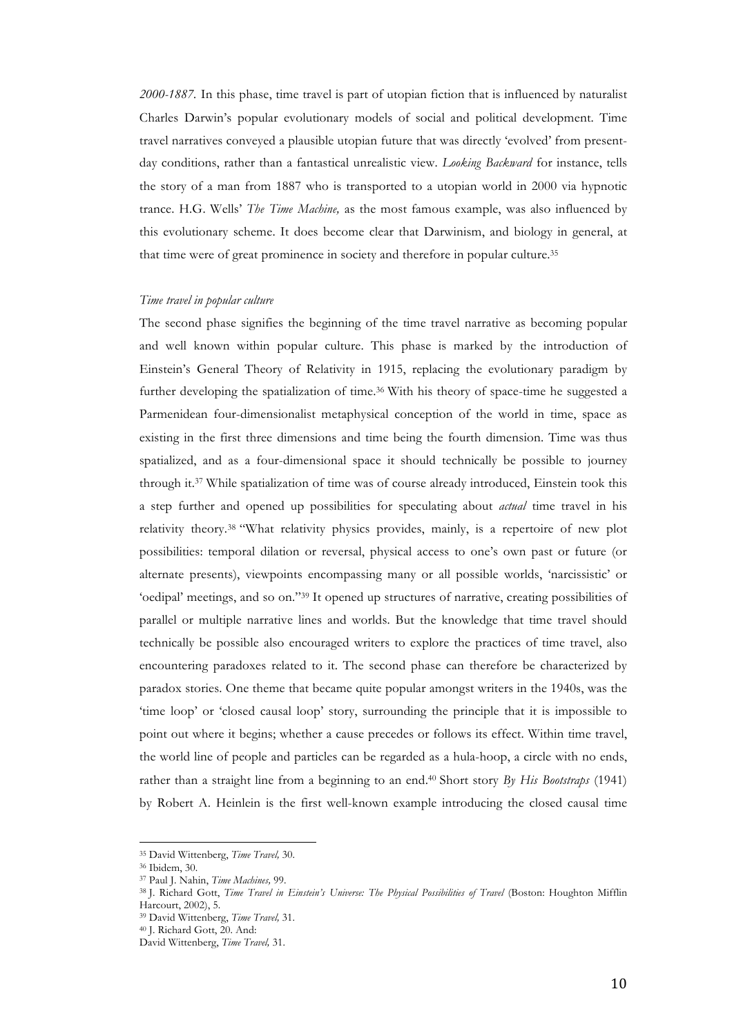*2000-1887*. In this phase, time travel is part of utopian fiction that is influenced by naturalist Charles Darwin's popular evolutionary models of social and political development. Time travel narratives conveyed a plausible utopian future that was directly 'evolved' from present-day conditions, rather than a fantastical unrealistic view. *Looking Backward* for instance, tells the story of a man from 1887 who is transported to a utopian world in 2000 via hypnotic trance. H.G. Wells' *The Time Machine,* as the most famous example, was also influenced by this evolutionary scheme. It does become clear that Darwinism, and biology in general, at that time were of great prominence in society and therefore in popular culture.[35]

*Time travel in popular culture*

The second phase signifies the beginning of the time travel narrative as becoming popular and well known within popular culture. This phase is marked by the introduction of Einstein's General Theory of Relativity in 1915, replacing the evolutionary paradigm by further developing the spatialization of time.[36] With his theory of space-time he suggested a Parmenidean four-dimensionalist metaphysical conception of the world in time, space as existing in the first three dimensions and time being the fourth dimension. Time was thus spatialized, and as a four-dimensional space it should technically be possible to journey through it.[37] While spatialization of time was of course already introduced, Einstein took this a step further and opened up possibilities for speculating about *actual* time travel in his relativity theory.[38] "What relativity physics provides, mainly, is a repertoire of new plot possibilities: temporal dilation or reversal, physical access to one's own past or future (or alternate presents), viewpoints encompassing many or all possible worlds, 'narcissistic' or 'oedipal' meetings, and so on."[39] It opened up structures of narrative, creating possibilities of parallel or multiple narrative lines and worlds. But the knowledge that time travel should technically be possible also encouraged writers to explore the practices of time travel, also encountering paradoxes related to it. The second phase can therefore be characterized by paradox stories. One theme that became quite popular amongst writers in the 1940s, was the 'time loop' or 'closed causal loop' story, surrounding the principle that it is impossible to point out where it begins; whether a cause precedes or follows its effect. Within time travel, the world line of people and particles can be regarded as a hula-hoop, a circle with no ends, rather than a straight line from a beginning to an end.[40] Short story *By His Bootstraps* (1941) by Robert A. Heinlein is the first well-known example introducing the closed causal time

---

[35] David Wittenberg, *Time Travel,* 30.

[36] Ibidem, 30.

[37] Paul J. Nahin, *Time Machines,* 99.

[38] J. Richard Gott, *Time Travel in Einstein's Universe: The Physical Possibilities of Travel* (Boston: Houghton Mifflin Harcourt, 2002), 5.

[39] David Wittenberg, *Time Travel,* 31.

[40] J. Richard Gott, 20. And:
David Wittenberg, *Time Travel,* 31.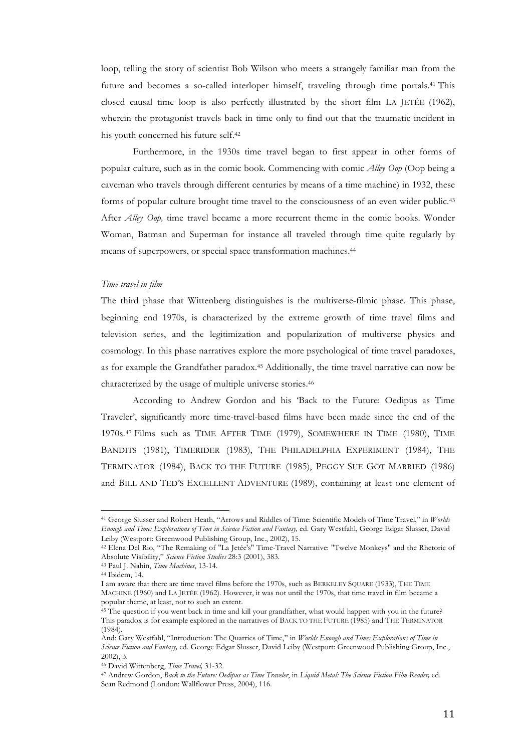loop, telling the story of scientist Bob Wilson who meets a strangely familiar man from the future and becomes a so-called interloper himself, traveling through time portals.[41] This closed causal time loop is also perfectly illustrated by the short film LA JETÉE (1962), wherein the protagonist travels back in time only to find out that the traumatic incident in his youth concerned his future self.[42]

Furthermore, in the 1930s time travel began to first appear in other forms of popular culture, such as in the comic book. Commencing with comic *Alley Oop* (Oop being a caveman who travels through different centuries by means of a time machine) in 1932, these forms of popular culture brought time travel to the consciousness of an even wider public.[43] After *Alley Oop,* time travel became a more recurrent theme in the comic books. Wonder Woman, Batman and Superman for instance all traveled through time quite regularly by means of superpowers, or special space transformation machines.[44]

*Time travel in film*

The third phase that Wittenberg distinguishes is the multiverse-filmic phase. This phase, beginning end 1970s, is characterized by the extreme growth of time travel films and television series, and the legitimization and popularization of multiverse physics and cosmology. In this phase narratives explore the more psychological of time travel paradoxes, as for example the Grandfather paradox.[45] Additionally, the time travel narrative can now be characterized by the usage of multiple universe stories.[46]

According to Andrew Gordon and his 'Back to the Future: Oedipus as Time Traveler', significantly more time-travel-based films have been made since the end of the 1970s.[47] Films such as TIME AFTER TIME (1979), SOMEWHERE IN TIME (1980), TIME BANDITS (1981), TIMERIDER (1983), THE PHILADELPHIA EXPERIMENT (1984), THE TERMINATOR (1984), BACK TO THE FUTURE (1985), PEGGY SUE GOT MARRIED (1986) and BILL AND TED'S EXCELLENT ADVENTURE (1989), containing at least one element of

---

[41] George Slusser and Robert Heath, "Arrows and Riddles of Time: Scientific Models of Time Travel," in *Worlds Enough and Time: Explorations of Time in Science Fiction and Fantasy,* ed. Gary Westfahl, George Edgar Slusser, David Leiby (Westport: Greenwood Publishing Group, Inc., 2002), 15.

[42] Elena Del Rio, "The Remaking of "La Jetée's" Time-Travel Narrative: "Twelve Monkeys" and the Rhetoric of Absolute Visibility," *Science Fiction Studies* 28:3 (2001), 383.

[43] Paul J. Nahin, *Time Machines*, 13-14.

[44] Ibidem, 14.

I am aware that there are time travel films before the 1970s, such as BERKELEY SQUARE (1933), THE TIME MACHINE (1960) and LA JETÉE (1962). However, it was not until the 1970s, that time travel in film became a popular theme, at least, not to such an extent.

[45] The question if you went back in time and kill your grandfather, what would happen with you in the future? This paradox is for example explored in the narratives of BACK TO THE FUTURE (1985) and THE TERMINATOR (1984).

And: Gary Westfahl, "Introduction: The Quarries of Time," in *Worlds Enough and Time: Explorations of Time in Science Fiction and Fantasy,* ed. George Edgar Slusser, David Leiby (Westport: Greenwood Publishing Group, Inc., 2002), 3.

[46] David Wittenberg, *Time Travel,* 31-32.

[47] Andrew Gordon, *Back to the Future: Oedipus as Time Traveler*, in *Liquid Metal: The Science Fiction Film Reader,* ed. Sean Redmond (London: Wallflower Press, 2004), 116.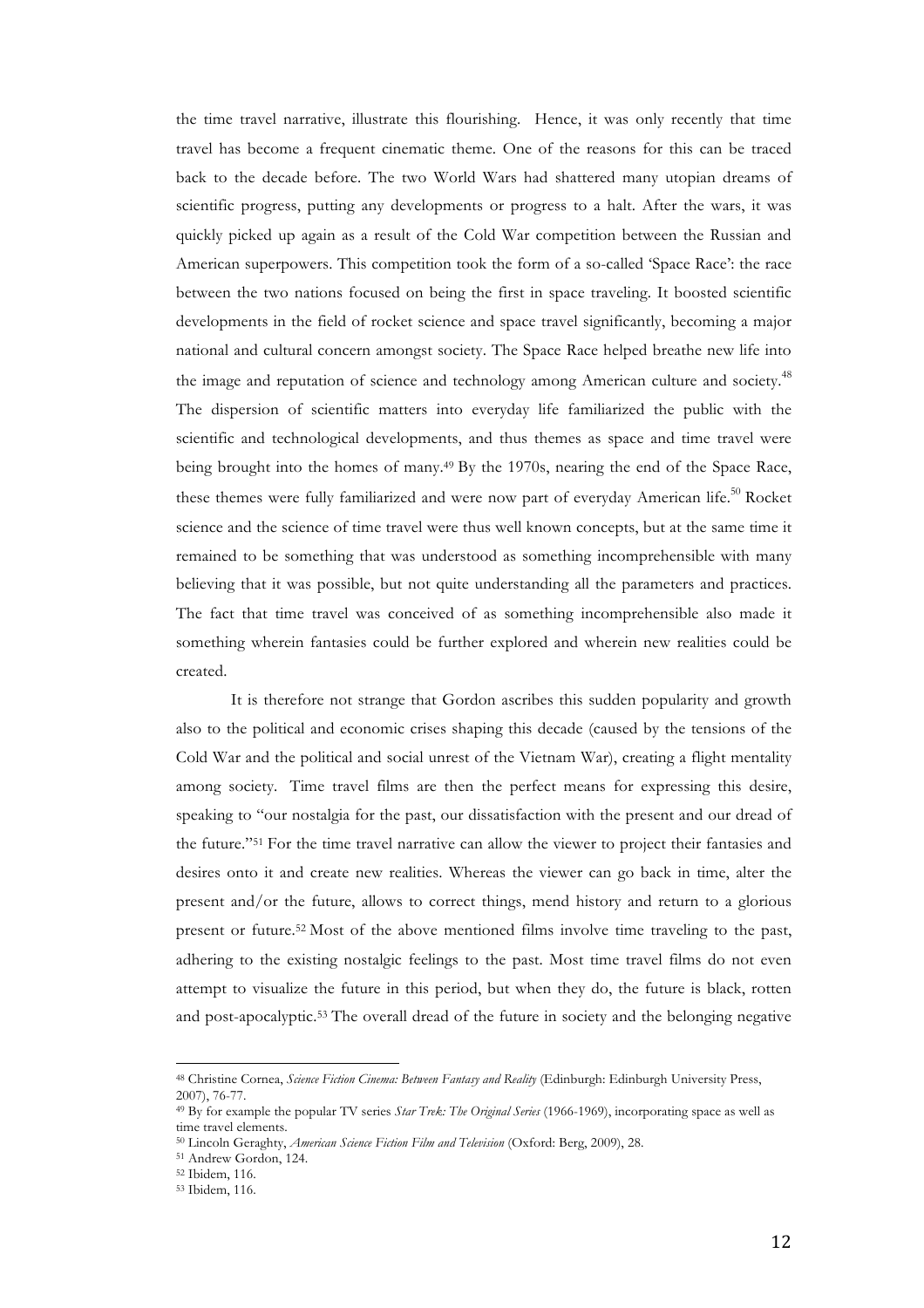the time travel narrative, illustrate this flourishing. Hence, it was only recently that time travel has become a frequent cinematic theme. One of the reasons for this can be traced back to the decade before. The two World Wars had shattered many utopian dreams of scientific progress, putting any developments or progress to a halt. After the wars, it was quickly picked up again as a result of the Cold War competition between the Russian and American superpowers. This competition took the form of a so-called 'Space Race': the race between the two nations focused on being the first in space traveling. It boosted scientific developments in the field of rocket science and space travel significantly, becoming a major national and cultural concern amongst society. The Space Race helped breathe new life into the image and reputation of science and technology among American culture and society.[48] The dispersion of scientific matters into everyday life familiarized the public with the scientific and technological developments, and thus themes as space and time travel were being brought into the homes of many.[49] By the 1970s, nearing the end of the Space Race, these themes were fully familiarized and were now part of everyday American life.[50] Rocket science and the science of time travel were thus well known concepts, but at the same time it remained to be something that was understood as something incomprehensible with many believing that it was possible, but not quite understanding all the parameters and practices. The fact that time travel was conceived of as something incomprehensible also made it something wherein fantasies could be further explored and wherein new realities could be created.

It is therefore not strange that Gordon ascribes this sudden popularity and growth also to the political and economic crises shaping this decade (caused by the tensions of the Cold War and the political and social unrest of the Vietnam War), creating a flight mentality among society. Time travel films are then the perfect means for expressing this desire, speaking to "our nostalgia for the past, our dissatisfaction with the present and our dread of the future."[51] For the time travel narrative can allow the viewer to project their fantasies and desires onto it and create new realities. Whereas the viewer can go back in time, alter the present and/or the future, allows to correct things, mend history and return to a glorious present or future.[52] Most of the above mentioned films involve time traveling to the past, adhering to the existing nostalgic feelings to the past. Most time travel films do not even attempt to visualize the future in this period, but when they do, the future is black, rotten and post-apocalyptic.[53] The overall dread of the future in society and the belonging negative

---

[48] Christine Cornea, *Science Fiction Cinema: Between Fantasy and Reality* (Edinburgh: Edinburgh University Press, 2007), 76-77.

[49] By for example the popular TV series *Star Trek: The Original Series* (1966-1969), incorporating space as well as time travel elements.

[50] Lincoln Geraghty, *American Science Fiction Film and Television* (Oxford: Berg, 2009), 28.

[51] Andrew Gordon, 124.

[52] Ibidem, 116.

[53] Ibidem, 116.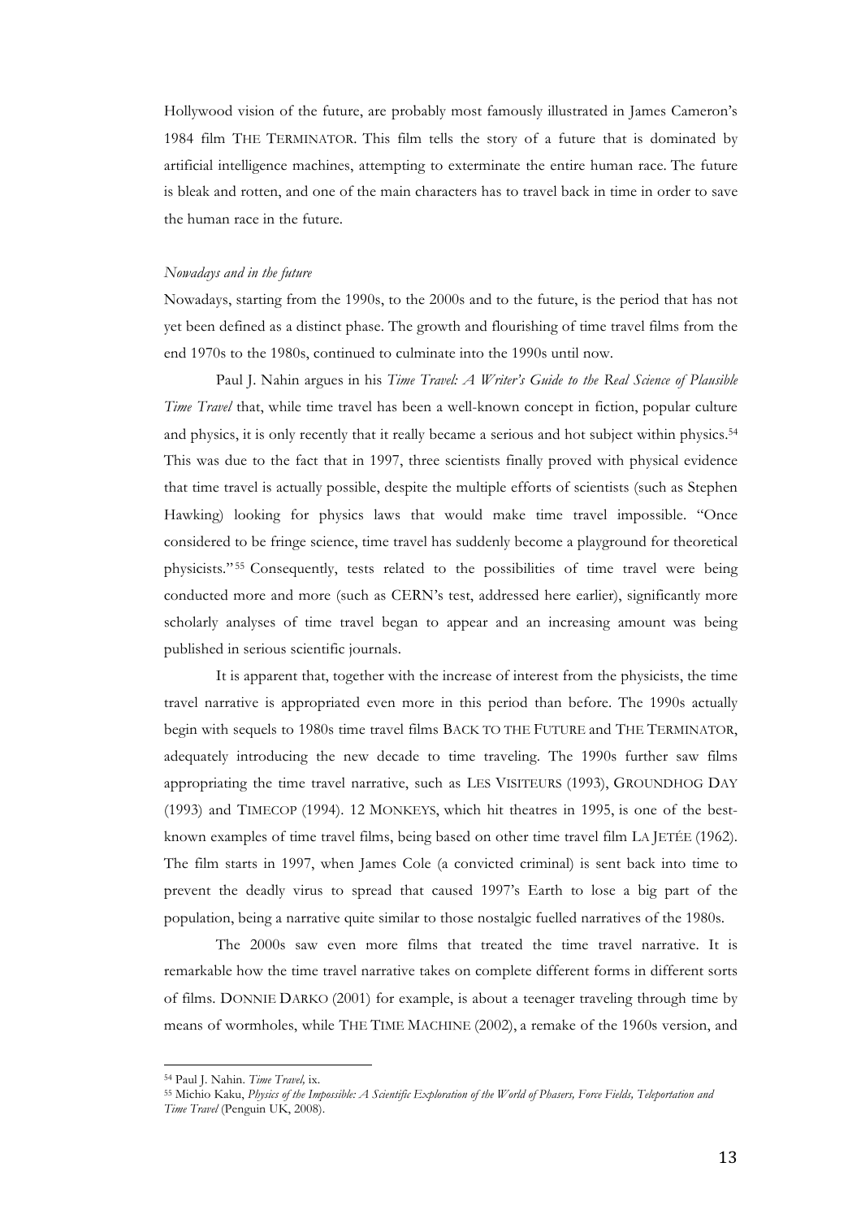Hollywood vision of the future, are probably most famously illustrated in James Cameron's 1984 film THE TERMINATOR. This film tells the story of a future that is dominated by artificial intelligence machines, attempting to exterminate the entire human race. The future is bleak and rotten, and one of the main characters has to travel back in time in order to save the human race in the future.

*Nowadays and in the future*

Nowadays, starting from the 1990s, to the 2000s and to the future, is the period that has not yet been defined as a distinct phase. The growth and flourishing of time travel films from the end 1970s to the 1980s, continued to culminate into the 1990s until now.

Paul J. Nahin argues in his *Time Travel: A Writer's Guide to the Real Science of Plausible Time Travel* that, while time travel has been a well-known concept in fiction, popular culture and physics, it is only recently that it really became a serious and hot subject within physics.[54] This was due to the fact that in 1997, three scientists finally proved with physical evidence that time travel is actually possible, despite the multiple efforts of scientists (such as Stephen Hawking) looking for physics laws that would make time travel impossible. "Once considered to be fringe science, time travel has suddenly become a playground for theoretical physicists."[55] Consequently, tests related to the possibilities of time travel were being conducted more and more (such as CERN's test, addressed here earlier), significantly more scholarly analyses of time travel began to appear and an increasing amount was being published in serious scientific journals.

It is apparent that, together with the increase of interest from the physicists, the time travel narrative is appropriated even more in this period than before. The 1990s actually begin with sequels to 1980s time travel films BACK TO THE FUTURE and THE TERMINATOR, adequately introducing the new decade to time traveling. The 1990s further saw films appropriating the time travel narrative, such as LES VISITEURS (1993), GROUNDHOG DAY (1993) and TIMECOP (1994). 12 MONKEYS, which hit theatres in 1995, is one of the best-known examples of time travel films, being based on other time travel film LA JETÉE (1962). The film starts in 1997, when James Cole (a convicted criminal) is sent back into time to prevent the deadly virus to spread that caused 1997's Earth to lose a big part of the population, being a narrative quite similar to those nostalgic fuelled narratives of the 1980s.

The 2000s saw even more films that treated the time travel narrative. It is remarkable how the time travel narrative takes on complete different forms in different sorts of films. DONNIE DARKO (2001) for example, is about a teenager traveling through time by means of wormholes, while THE TIME MACHINE (2002), a remake of the 1960s version, and

---

[54] Paul J. Nahin. *Time Travel,* ix.

[55] Michio Kaku, *Physics of the Impossible: A Scientific Exploration of the World of Phasers, Force Fields, Teleportation and Time Travel* (Penguin UK, 2008).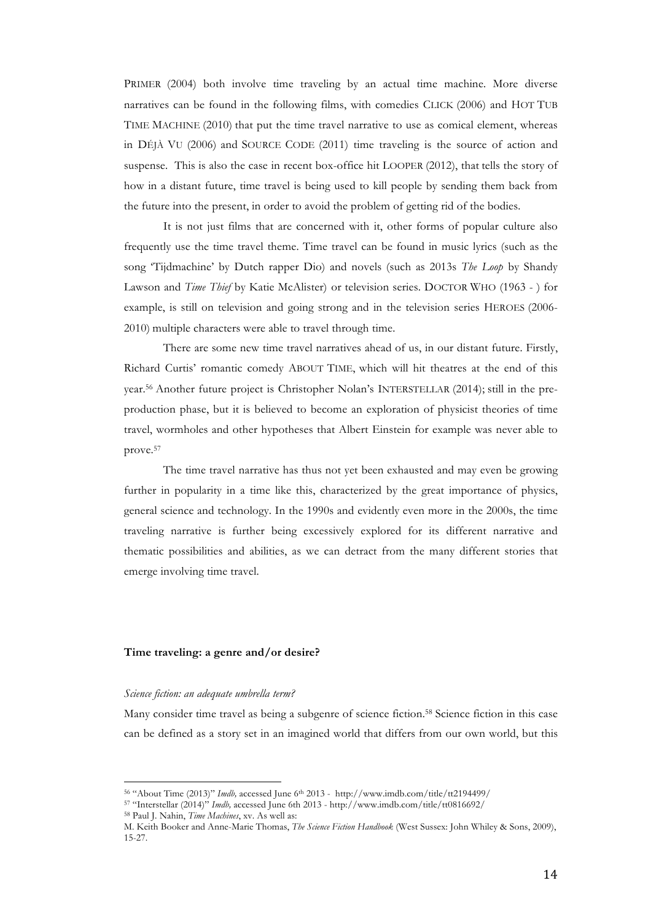PRIMER (2004) both involve time traveling by an actual time machine. More diverse narratives can be found in the following films, with comedies CLICK (2006) and HOT TUB TIME MACHINE (2010) that put the time travel narrative to use as comical element, whereas in DÉJÀ VU (2006) and SOURCE CODE (2011) time traveling is the source of action and suspense. This is also the case in recent box-office hit LOOPER (2012), that tells the story of how in a distant future, time travel is being used to kill people by sending them back from the future into the present, in order to avoid the problem of getting rid of the bodies.

It is not just films that are concerned with it, other forms of popular culture also frequently use the time travel theme. Time travel can be found in music lyrics (such as the song 'Tijdmachine' by Dutch rapper Dio) and novels (such as 2013s *The Loop* by Shandy Lawson and *Time Thief* by Katie McAlister) or television series. DOCTOR WHO (1963 - ) for example, is still on television and going strong and in the television series HEROES (2006-2010) multiple characters were able to travel through time.

There are some new time travel narratives ahead of us, in our distant future. Firstly, Richard Curtis' romantic comedy ABOUT TIME, which will hit theatres at the end of this year.[56] Another future project is Christopher Nolan's INTERSTELLAR (2014); still in the pre-production phase, but it is believed to become an exploration of physicist theories of time travel, wormholes and other hypotheses that Albert Einstein for example was never able to prove.[57]

The time travel narrative has thus not yet been exhausted and may even be growing further in popularity in a time like this, characterized by the great importance of physics, general science and technology. In the 1990s and evidently even more in the 2000s, the time traveling narrative is further being excessively explored for its different narrative and thematic possibilities and abilities, as we can detract from the many different stories that emerge involving time travel.

### Time traveling: a genre and/or desire?

#### *Science fiction: an adequate umbrella term?*

Many consider time travel as being a subgenre of science fiction.[58] Science fiction in this case can be defined as a story set in an imagined world that differs from our own world, but this

---

[56] "About Time (2013)" *Imdb,* accessed June 6th 2013 - http://www.imdb.com/title/tt2194499/

[57] "Interstellar (2014)" *Imdb,* accessed June 6th 2013 - http://www.imdb.com/title/tt0816692/

[58] Paul J. Nahin, *Time Machines*, xv. As well as:
M. Keith Booker and Anne-Marie Thomas, *The Science Fiction Handbook* (West Sussex: John Whiley & Sons, 2009), 15-27.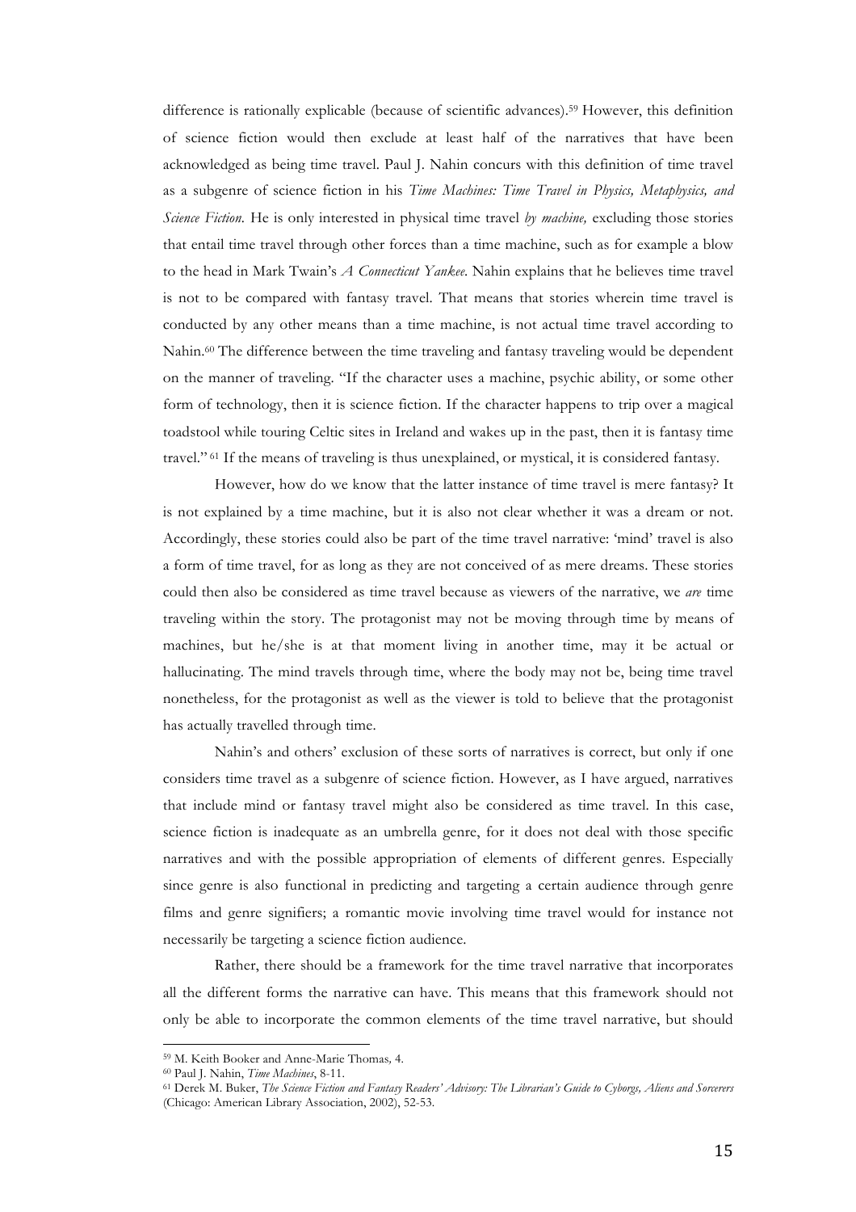difference is rationally explicable (because of scientific advances).[59] However, this definition of science fiction would then exclude at least half of the narratives that have been acknowledged as being time travel. Paul J. Nahin concurs with this definition of time travel as a subgenre of science fiction in his *Time Machines: Time Travel in Physics, Metaphysics, and Science Fiction.* He is only interested in physical time travel *by machine,* excluding those stories that entail time travel through other forces than a time machine, such as for example a blow to the head in Mark Twain's *A Connecticut Yankee*. Nahin explains that he believes time travel is not to be compared with fantasy travel. That means that stories wherein time travel is conducted by any other means than a time machine, is not actual time travel according to Nahin.[60] The difference between the time traveling and fantasy traveling would be dependent on the manner of traveling. "If the character uses a machine, psychic ability, or some other form of technology, then it is science fiction. If the character happens to trip over a magical toadstool while touring Celtic sites in Ireland and wakes up in the past, then it is fantasy time travel."[61] If the means of traveling is thus unexplained, or mystical, it is considered fantasy.

However, how do we know that the latter instance of time travel is mere fantasy? It is not explained by a time machine, but it is also not clear whether it was a dream or not. Accordingly, these stories could also be part of the time travel narrative: 'mind' travel is also a form of time travel, for as long as they are not conceived of as mere dreams. These stories could then also be considered as time travel because as viewers of the narrative, we *are* time traveling within the story. The protagonist may not be moving through time by means of machines, but he/she is at that moment living in another time, may it be actual or hallucinating. The mind travels through time, where the body may not be, being time travel nonetheless, for the protagonist as well as the viewer is told to believe that the protagonist has actually travelled through time.

Nahin's and others' exclusion of these sorts of narratives is correct, but only if one considers time travel as a subgenre of science fiction. However, as I have argued, narratives that include mind or fantasy travel might also be considered as time travel. In this case, science fiction is inadequate as an umbrella genre, for it does not deal with those specific narratives and with the possible appropriation of elements of different genres. Especially since genre is also functional in predicting and targeting a certain audience through genre films and genre signifiers; a romantic movie involving time travel would for instance not necessarily be targeting a science fiction audience.

Rather, there should be a framework for the time travel narrative that incorporates all the different forms the narrative can have. This means that this framework should not only be able to incorporate the common elements of the time travel narrative, but should

---

[59] M. Keith Booker and Anne-Marie Thomas, 4.

[60] Paul J. Nahin, *Time Machines*, 8-11.

[61] Derek M. Buker, *The Science Fiction and Fantasy Readers' Advisory: The Librarian's Guide to Cyborgs, Aliens and Sorcerers* (Chicago: American Library Association, 2002), 52-53.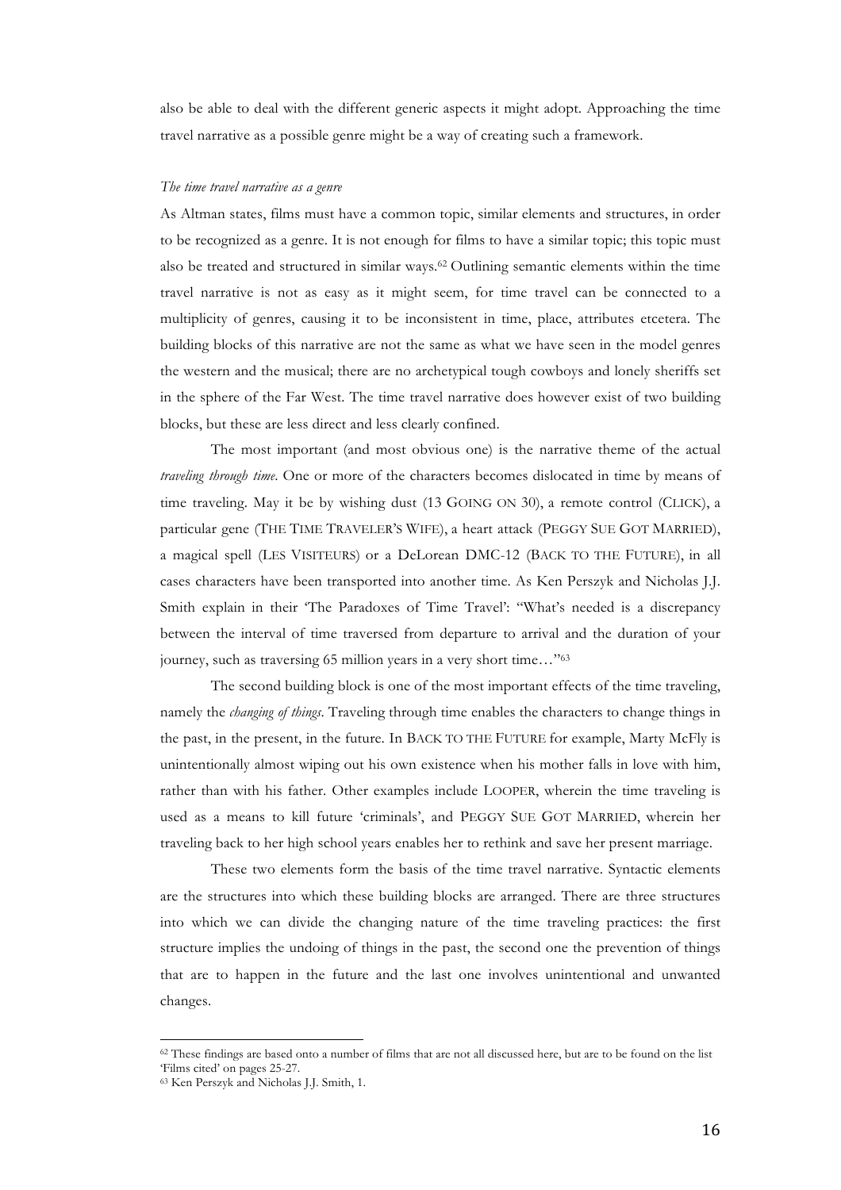also be able to deal with the different generic aspects it might adopt. Approaching the time travel narrative as a possible genre might be a way of creating such a framework.

### *The time travel narrative as a genre*

As Altman states, films must have a common topic, similar elements and structures, in order to be recognized as a genre. It is not enough for films to have a similar topic; this topic must also be treated and structured in similar ways.[62] Outlining semantic elements within the time travel narrative is not as easy as it might seem, for time travel can be connected to a multiplicity of genres, causing it to be inconsistent in time, place, attributes etcetera. The building blocks of this narrative are not the same as what we have seen in the model genres the western and the musical; there are no archetypical tough cowboys and lonely sheriffs set in the sphere of the Far West. The time travel narrative does however exist of two building blocks, but these are less direct and less clearly confined.

The most important (and most obvious one) is the narrative theme of the actual *traveling through time*. One or more of the characters becomes dislocated in time by means of time traveling. May it be by wishing dust (13 GOING ON 30), a remote control (CLICK), a particular gene (THE TIME TRAVELER'S WIFE), a heart attack (PEGGY SUE GOT MARRIED), a magical spell (LES VISITEURS) or a DeLorean DMC-12 (BACK TO THE FUTURE), in all cases characters have been transported into another time. As Ken Perszyk and Nicholas J.J. Smith explain in their 'The Paradoxes of Time Travel': "What's needed is a discrepancy between the interval of time traversed from departure to arrival and the duration of your journey, such as traversing 65 million years in a very short time…"[63]

The second building block is one of the most important effects of the time traveling, namely the *changing of things*. Traveling through time enables the characters to change things in the past, in the present, in the future. In BACK TO THE FUTURE for example, Marty McFly is unintentionally almost wiping out his own existence when his mother falls in love with him, rather than with his father. Other examples include LOOPER, wherein the time traveling is used as a means to kill future 'criminals', and PEGGY SUE GOT MARRIED, wherein her traveling back to her high school years enables her to rethink and save her present marriage.

These two elements form the basis of the time travel narrative. Syntactic elements are the structures into which these building blocks are arranged. There are three structures into which we can divide the changing nature of the time traveling practices: the first structure implies the undoing of things in the past, the second one the prevention of things that are to happen in the future and the last one involves unintentional and unwanted changes.

---

[62] These findings are based onto a number of films that are not all discussed here, but are to be found on the list 'Films cited' on pages 25-27.

[63] Ken Perszyk and Nicholas J.J. Smith, 1.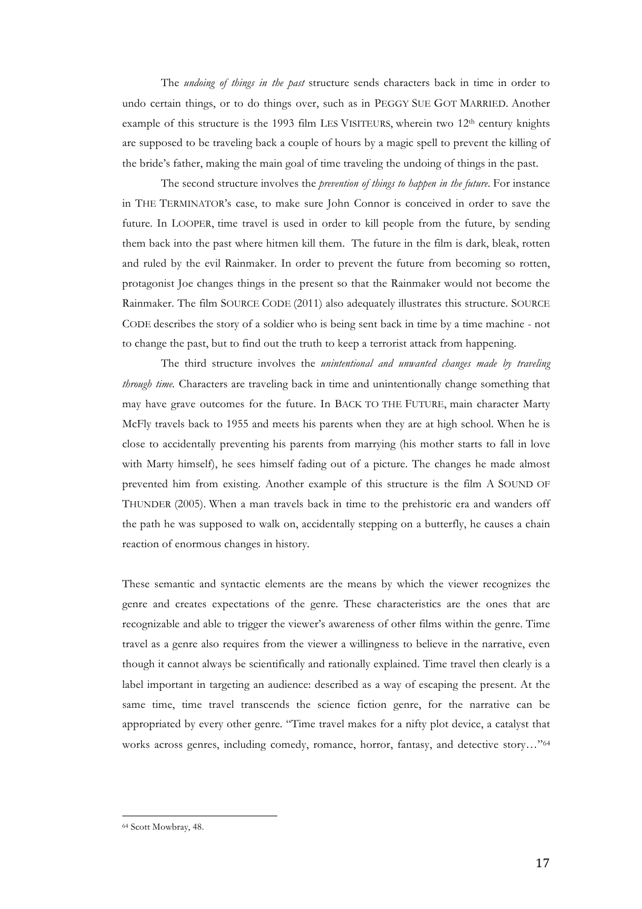The *undoing of things in the past* structure sends characters back in time in order to undo certain things, or to do things over, such as in PEGGY SUE GOT MARRIED. Another example of this structure is the 1993 film LES VISITEURS, wherein two 12th century knights are supposed to be traveling back a couple of hours by a magic spell to prevent the killing of the bride's father, making the main goal of time traveling the undoing of things in the past.

The second structure involves the *prevention of things to happen in the future*. For instance in THE TERMINATOR's case, to make sure John Connor is conceived in order to save the future. In LOOPER, time travel is used in order to kill people from the future, by sending them back into the past where hitmen kill them. The future in the film is dark, bleak, rotten and ruled by the evil Rainmaker. In order to prevent the future from becoming so rotten, protagonist Joe changes things in the present so that the Rainmaker would not become the Rainmaker. The film SOURCE CODE (2011) also adequately illustrates this structure. SOURCE CODE describes the story of a soldier who is being sent back in time by a time machine - not to change the past, but to find out the truth to keep a terrorist attack from happening.

The third structure involves the *unintentional and unwanted changes made by traveling through time.* Characters are traveling back in time and unintentionally change something that may have grave outcomes for the future. In BACK TO THE FUTURE, main character Marty McFly travels back to 1955 and meets his parents when they are at high school. When he is close to accidentally preventing his parents from marrying (his mother starts to fall in love with Marty himself), he sees himself fading out of a picture. The changes he made almost prevented him from existing. Another example of this structure is the film A SOUND OF THUNDER (2005). When a man travels back in time to the prehistoric era and wanders off the path he was supposed to walk on, accidentally stepping on a butterfly, he causes a chain reaction of enormous changes in history.

These semantic and syntactic elements are the means by which the viewer recognizes the genre and creates expectations of the genre. These characteristics are the ones that are recognizable and able to trigger the viewer's awareness of other films within the genre. Time travel as a genre also requires from the viewer a willingness to believe in the narrative, even though it cannot always be scientifically and rationally explained. Time travel then clearly is a label important in targeting an audience: described as a way of escaping the present. At the same time, time travel transcends the science fiction genre, for the narrative can be appropriated by every other genre. "Time travel makes for a nifty plot device, a catalyst that works across genres, including comedy, romance, horror, fantasy, and detective story…"[64]

[64] Scott Mowbray, 48.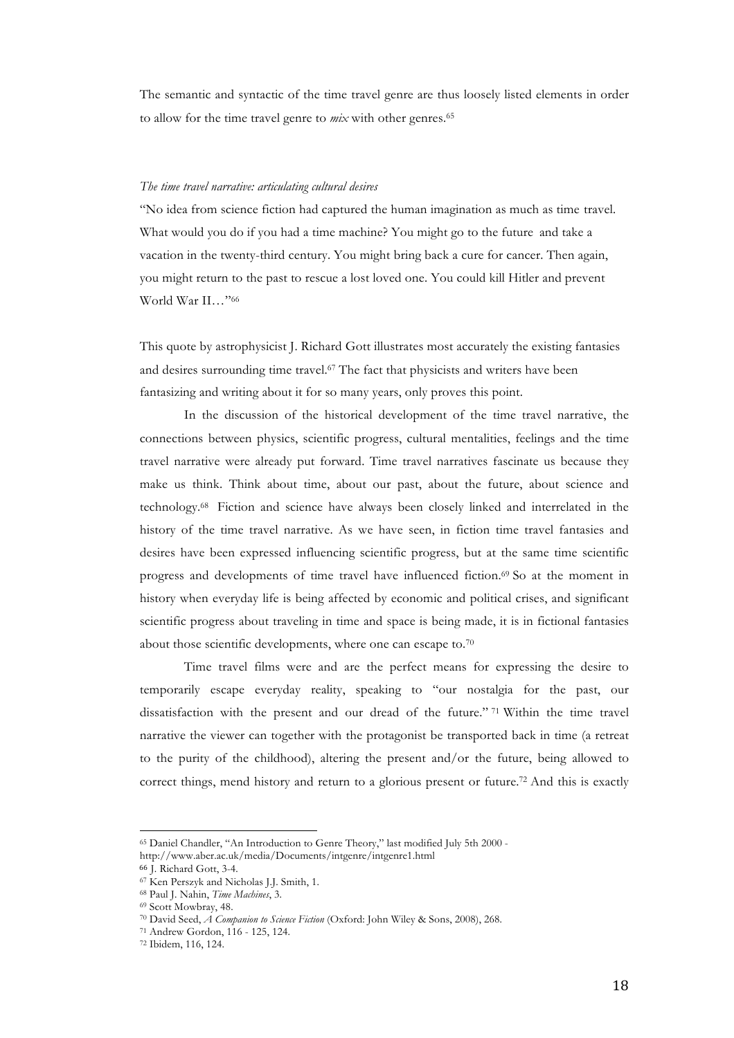The semantic and syntactic of the time travel genre are thus loosely listed elements in order to allow for the time travel genre to *mix* with other genres.[65]

*The time travel narrative: articulating cultural desires*

"No idea from science fiction had captured the human imagination as much as time travel. What would you do if you had a time machine? You might go to the future and take a vacation in the twenty-third century. You might bring back a cure for cancer. Then again, you might return to the past to rescue a lost loved one. You could kill Hitler and prevent World War II…"[66]

This quote by astrophysicist J. Richard Gott illustrates most accurately the existing fantasies and desires surrounding time travel.[67] The fact that physicists and writers have been fantasizing and writing about it for so many years, only proves this point.

In the discussion of the historical development of the time travel narrative, the connections between physics, scientific progress, cultural mentalities, feelings and the time travel narrative were already put forward. Time travel narratives fascinate us because they make us think. Think about time, about our past, about the future, about science and technology.[68] Fiction and science have always been closely linked and interrelated in the history of the time travel narrative. As we have seen, in fiction time travel fantasies and desires have been expressed influencing scientific progress, but at the same time scientific progress and developments of time travel have influenced fiction.[69] So at the moment in history when everyday life is being affected by economic and political crises, and significant scientific progress about traveling in time and space is being made, it is in fictional fantasies about those scientific developments, where one can escape to.[70]

Time travel films were and are the perfect means for expressing the desire to temporarily escape everyday reality, speaking to "our nostalgia for the past, our dissatisfaction with the present and our dread of the future."[71] Within the time travel narrative the viewer can together with the protagonist be transported back in time (a retreat to the purity of the childhood), altering the present and/or the future, being allowed to correct things, mend history and return to a glorious present or future.[72] And this is exactly

---

[65] Daniel Chandler, "An Introduction to Genre Theory," last modified July 5th 2000 - http://www.aber.ac.uk/media/Documents/intgenre/intgenre1.html

[66] J. Richard Gott, 3-4.

[67] Ken Perszyk and Nicholas J.J. Smith, 1.

[68] Paul J. Nahin, *Time Machines*, 3.

[69] Scott Mowbray, 48.

[70] David Seed, *A Companion to Science Fiction* (Oxford: John Wiley & Sons, 2008), 268.

[71] Andrew Gordon, 116 - 125, 124.

[72] Ibidem, 116, 124.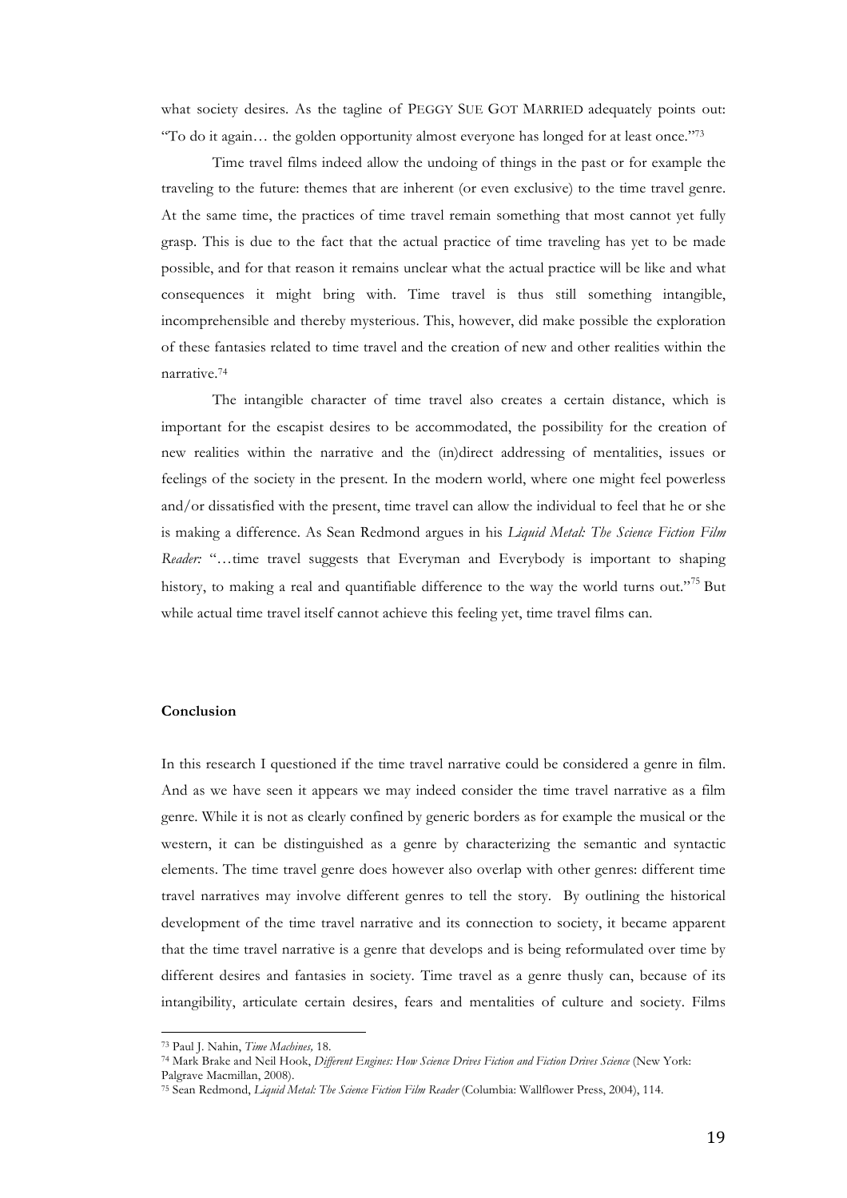what society desires. As the tagline of PEGGY SUE GOT MARRIED adequately points out: "To do it again… the golden opportunity almost everyone has longed for at least once."[73]

Time travel films indeed allow the undoing of things in the past or for example the traveling to the future: themes that are inherent (or even exclusive) to the time travel genre. At the same time, the practices of time travel remain something that most cannot yet fully grasp. This is due to the fact that the actual practice of time traveling has yet to be made possible, and for that reason it remains unclear what the actual practice will be like and what consequences it might bring with. Time travel is thus still something intangible, incomprehensible and thereby mysterious. This, however, did make possible the exploration of these fantasies related to time travel and the creation of new and other realities within the narrative.[74]

The intangible character of time travel also creates a certain distance, which is important for the escapist desires to be accommodated, the possibility for the creation of new realities within the narrative and the (in)direct addressing of mentalities, issues or feelings of the society in the present. In the modern world, where one might feel powerless and/or dissatisfied with the present, time travel can allow the individual to feel that he or she is making a difference. As Sean Redmond argues in his *Liquid Metal: The Science Fiction Film Reader:* "…time travel suggests that Everyman and Everybody is important to shaping history, to making a real and quantifiable difference to the way the world turns out."[75] But while actual time travel itself cannot achieve this feeling yet, time travel films can.

## Conclusion

In this research I questioned if the time travel narrative could be considered a genre in film. And as we have seen it appears we may indeed consider the time travel narrative as a film genre. While it is not as clearly confined by generic borders as for example the musical or the western, it can be distinguished as a genre by characterizing the semantic and syntactic elements. The time travel genre does however also overlap with other genres: different time travel narratives may involve different genres to tell the story. By outlining the historical development of the time travel narrative and its connection to society, it became apparent that the time travel narrative is a genre that develops and is being reformulated over time by different desires and fantasies in society. Time travel as a genre thusly can, because of its intangibility, articulate certain desires, fears and mentalities of culture and society. Films

---

[73] Paul J. Nahin, *Time Machines,* 18.

[74] Mark Brake and Neil Hook, *Different Engines: How Science Drives Fiction and Fiction Drives Science* (New York: Palgrave Macmillan, 2008).

[75] Sean Redmond, *Liquid Metal: The Science Fiction Film Reader* (Columbia: Wallflower Press, 2004), 114.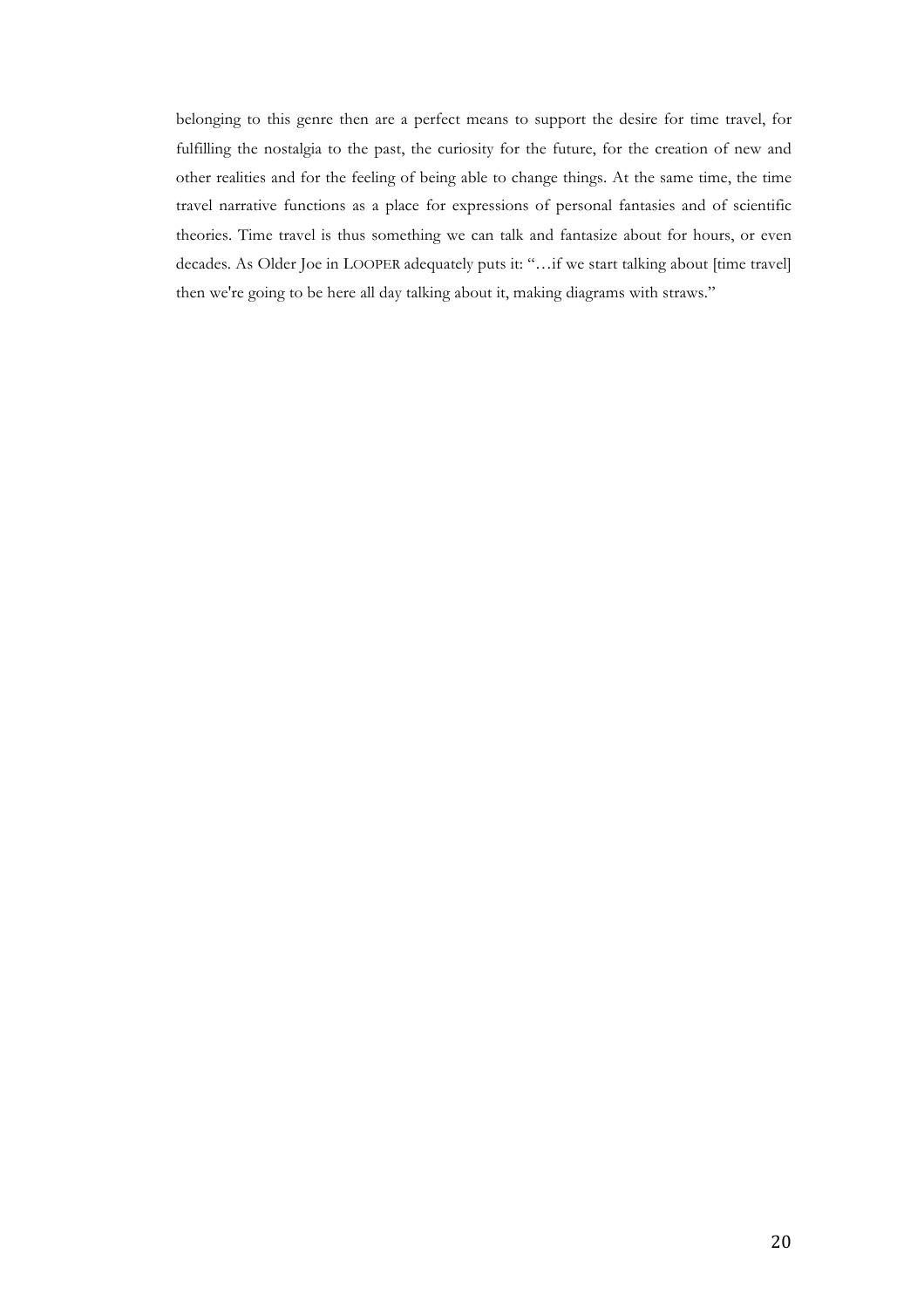belonging to this genre then are a perfect means to support the desire for time travel, for fulfilling the nostalgia to the past, the curiosity for the future, for the creation of new and other realities and for the feeling of being able to change things. At the same time, the time travel narrative functions as a place for expressions of personal fantasies and of scientific theories. Time travel is thus something we can talk and fantasize about for hours, or even decades. As Older Joe in LOOPER adequately puts it: "…if we start talking about [time travel] then we're going to be here all day talking about it, making diagrams with straws."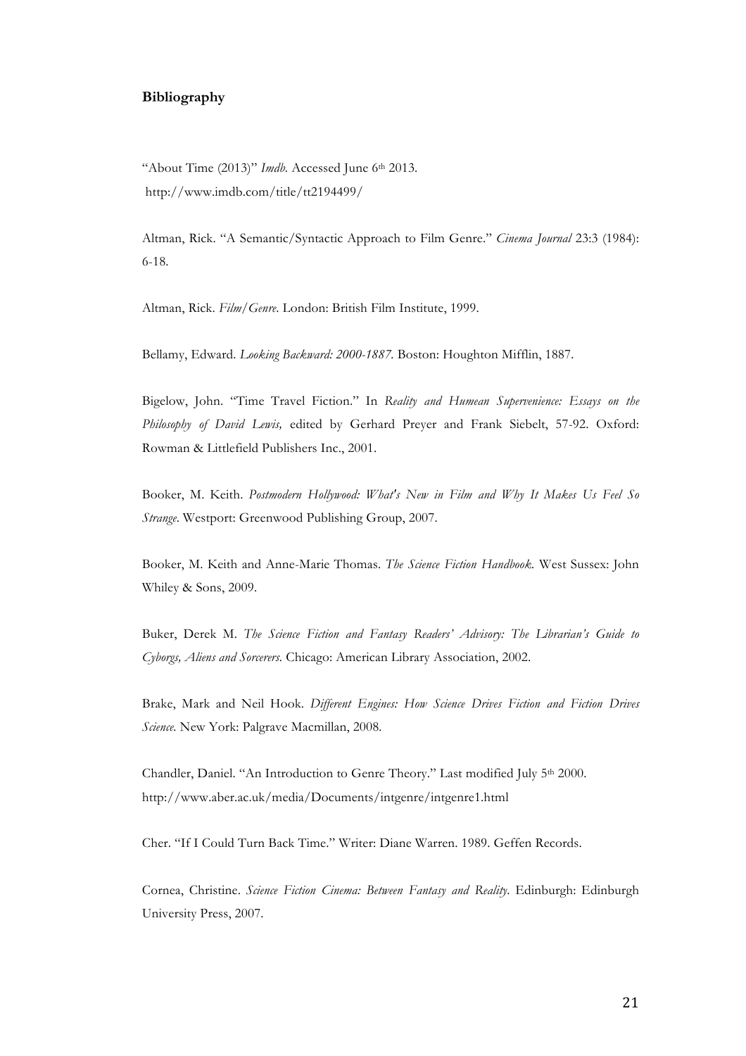**Bibliography**

"About Time (2013)" *Imdb.* Accessed June 6th 2013. http://www.imdb.com/title/tt2194499/

Altman, Rick. "A Semantic/Syntactic Approach to Film Genre." *Cinema Journal* 23:3 (1984): 6-18.

Altman, Rick. *Film/Genre*. London: British Film Institute, 1999.

Bellamy, Edward. *Looking Backward: 2000-1887*. Boston: Houghton Mifflin, 1887.

Bigelow, John. "Time Travel Fiction." In *Reality and Humean Supervenience: Essays on the Philosophy of David Lewis,* edited by Gerhard Preyer and Frank Siebelt, 57-92. Oxford: Rowman & Littlefield Publishers Inc., 2001.

Booker, M. Keith. *Postmodern Hollywood: What's New in Film and Why It Makes Us Feel So Strange*. Westport: Greenwood Publishing Group, 2007.

Booker, M. Keith and Anne-Marie Thomas. *The Science Fiction Handbook.* West Sussex: John Whiley & Sons, 2009.

Buker, Derek M. *The Science Fiction and Fantasy Readers' Advisory: The Librarian's Guide to Cyborgs, Aliens and Sorcerers.* Chicago: American Library Association, 2002.

Brake, Mark and Neil Hook. *Different Engines: How Science Drives Fiction and Fiction Drives Science*. New York: Palgrave Macmillan, 2008.

Chandler, Daniel. "An Introduction to Genre Theory." Last modified July 5th 2000. http://www.aber.ac.uk/media/Documents/intgenre/intgenre1.html

Cher. "If I Could Turn Back Time." Writer: Diane Warren. 1989. Geffen Records.

Cornea, Christine. *Science Fiction Cinema: Between Fantasy and Reality*. Edinburgh: Edinburgh University Press, 2007.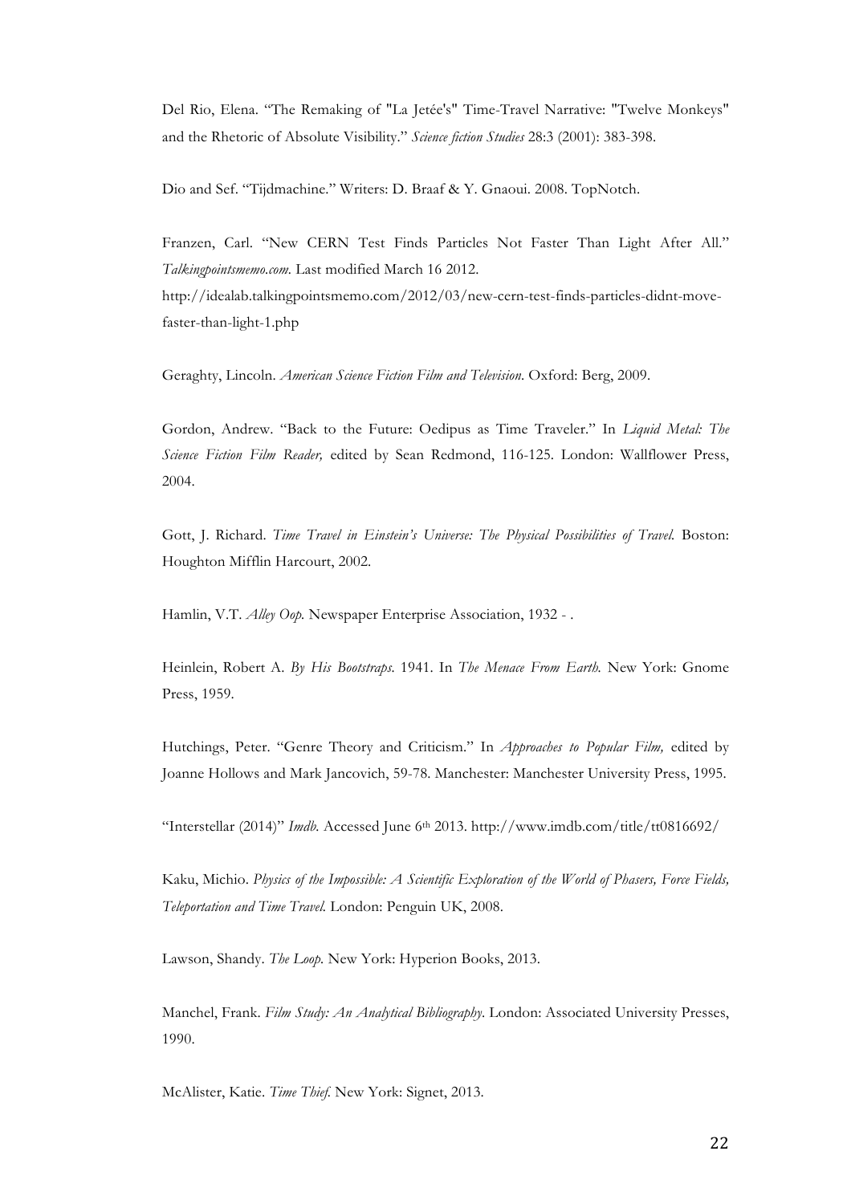Del Rio, Elena. "The Remaking of "La Jetée's" Time-Travel Narrative: "Twelve Monkeys" and the Rhetoric of Absolute Visibility." *Science fiction Studies* 28:3 (2001): 383-398.

Dio and Sef. "Tijdmachine." Writers: D. Braaf & Y. Gnaoui. 2008. TopNotch.

Franzen, Carl. "New CERN Test Finds Particles Not Faster Than Light After All." *Talkingpointsmemo.com*. Last modified March 16 2012. http://idealab.talkingpointsmemo.com/2012/03/new-cern-test-finds-particles-didnt-move-faster-than-light-1.php

Geraghty, Lincoln. *American Science Fiction Film and Television*. Oxford: Berg, 2009.

Gordon, Andrew. "Back to the Future: Oedipus as Time Traveler." In *Liquid Metal: The Science Fiction Film Reader,* edited by Sean Redmond, 116-125. London: Wallflower Press, 2004.

Gott, J. Richard. *Time Travel in Einstein's Universe: The Physical Possibilities of Travel.* Boston: Houghton Mifflin Harcourt, 2002.

Hamlin, V.T. *Alley Oop.* Newspaper Enterprise Association, 1932 - .

Heinlein, Robert A. *By His Bootstraps.* 1941. In *The Menace From Earth.* New York: Gnome Press, 1959.

Hutchings, Peter. "Genre Theory and Criticism." In *Approaches to Popular Film,* edited by Joanne Hollows and Mark Jancovich, 59-78. Manchester: Manchester University Press, 1995.

"Interstellar (2014)" *Imdb.* Accessed June 6th 2013. http://www.imdb.com/title/tt0816692/

Kaku, Michio. *Physics of the Impossible: A Scientific Exploration of the World of Phasers, Force Fields, Teleportation and Time Travel.* London: Penguin UK, 2008.

Lawson, Shandy. *The Loop.* New York: Hyperion Books, 2013.

Manchel, Frank. *Film Study: An Analytical Bibliography*. London: Associated University Presses, 1990.

McAlister, Katie. *Time Thief.* New York: Signet, 2013.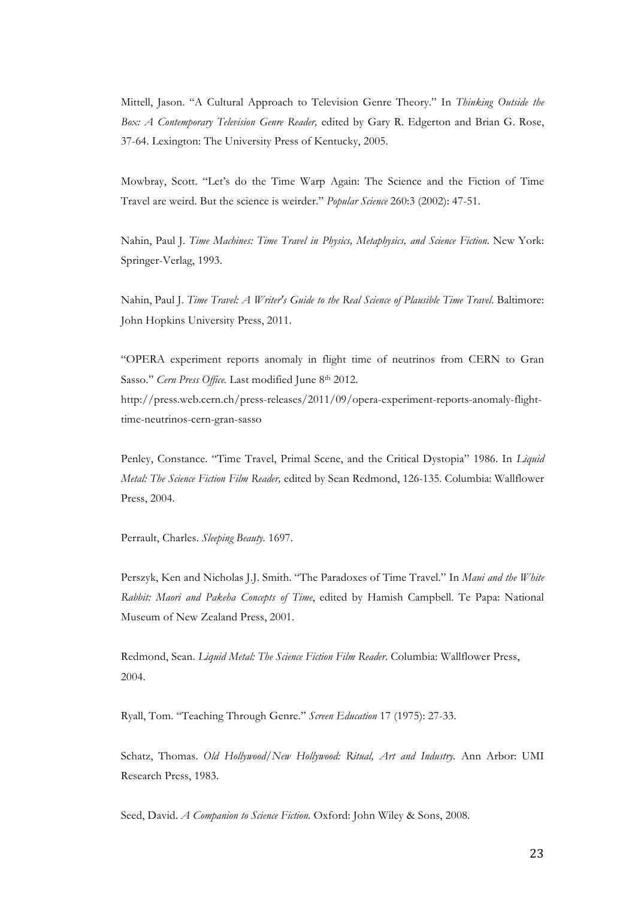Mittell, Jason. "A Cultural Approach to Television Genre Theory." In *Thinking Outside the Box: A Contemporary Television Genre Reader,* edited by Gary R. Edgerton and Brian G. Rose, 37-64. Lexington: The University Press of Kentucky, 2005.

Mowbray, Scott. "Let's do the Time Warp Again: The Science and the Fiction of Time Travel are weird. But the science is weirder." *Popular Science* 260:3 (2002): 47-51.

Nahin, Paul J. *Time Machines: Time Travel in Physics, Metaphysics, and Science Fiction*. New York: Springer-Verlag, 1993.

Nahin, Paul J. *Time Travel: A Writer's Guide to the Real Science of Plausible Time Travel*. Baltimore: John Hopkins University Press, 2011.

"OPERA experiment reports anomaly in flight time of neutrinos from CERN to Gran Sasso." *Cern Press Office*. Last modified June 8th 2012. http://press.web.cern.ch/press-releases/2011/09/opera-experiment-reports-anomaly-flight-time-neutrinos-cern-gran-sasso

Penley, Constance. "Time Travel, Primal Scene, and the Critical Dystopia" 1986. In *Liquid Metal: The Science Fiction Film Reader,* edited by Sean Redmond, 126-135. Columbia: Wallflower Press, 2004.

Perrault, Charles. *Sleeping Beauty*. 1697.

Perszyk, Ken and Nicholas J.J. Smith. "The Paradoxes of Time Travel." In *Maui and the White Rabbit: Maori and Pakeha Concepts of Time*, edited by Hamish Campbell. Te Papa: National Museum of New Zealand Press, 2001.

Redmond, Sean. *Liquid Metal: The Science Fiction Film Reader*. Columbia: Wallflower Press, 2004.

Ryall, Tom. "Teaching Through Genre." *Screen Education* 17 (1975): 27-33.

Schatz, Thomas. *Old Hollywood/New Hollywood: Ritual, Art and Industry*. Ann Arbor: UMI Research Press, 1983.

Seed, David. *A Companion to Science Fiction*. Oxford: John Wiley & Sons, 2008.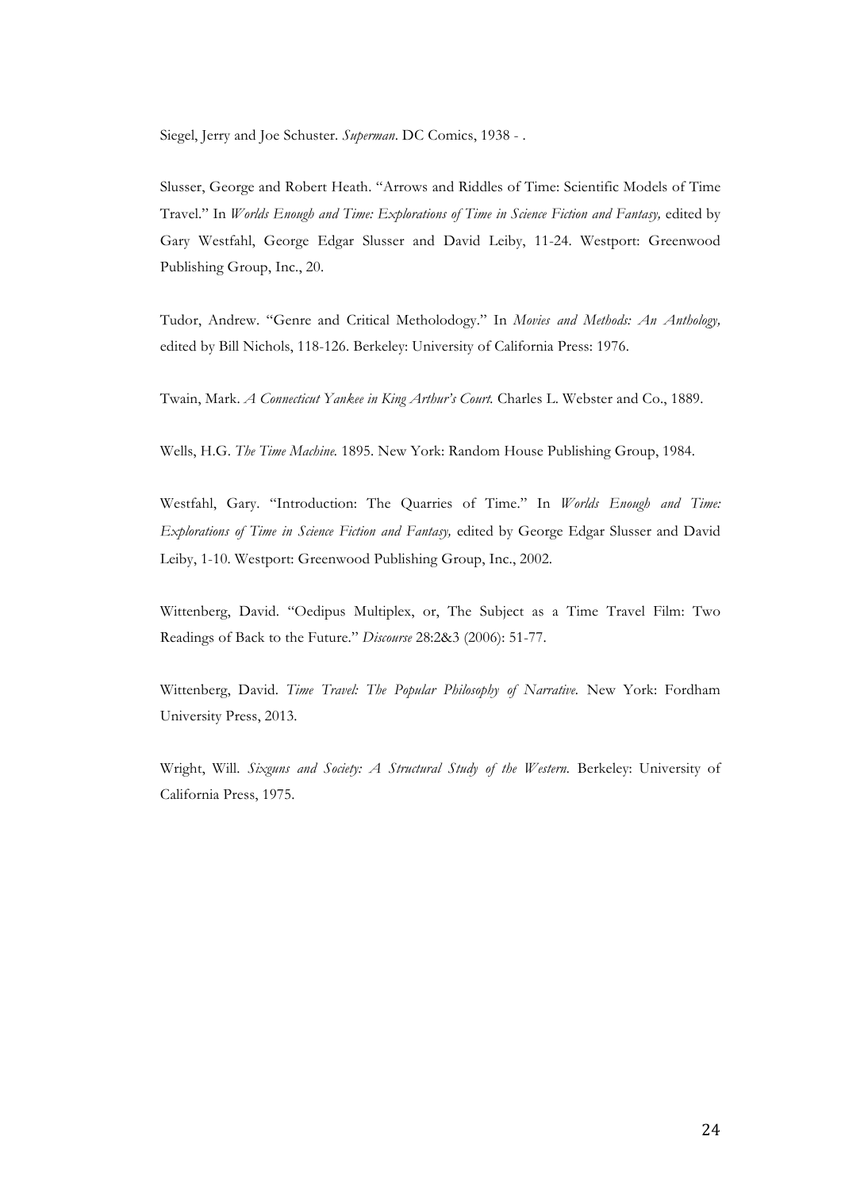Siegel, Jerry and Joe Schuster. *Superman*. DC Comics, 1938 - .

Slusser, George and Robert Heath. "Arrows and Riddles of Time: Scientific Models of Time Travel." In *Worlds Enough and Time: Explorations of Time in Science Fiction and Fantasy,* edited by Gary Westfahl, George Edgar Slusser and David Leiby, 11-24. Westport: Greenwood Publishing Group, Inc., 20.

Tudor, Andrew. "Genre and Critical Metholodogy." In *Movies and Methods: An Anthology,* edited by Bill Nichols, 118-126. Berkeley: University of California Press: 1976.

Twain, Mark. *A Connecticut Yankee in King Arthur's Court.* Charles L. Webster and Co., 1889.

Wells, H.G. *The Time Machine.* 1895. New York: Random House Publishing Group, 1984.

Westfahl, Gary. "Introduction: The Quarries of Time." In *Worlds Enough and Time: Explorations of Time in Science Fiction and Fantasy,* edited by George Edgar Slusser and David Leiby, 1-10. Westport: Greenwood Publishing Group, Inc., 2002.

Wittenberg, David. "Oedipus Multiplex, or, The Subject as a Time Travel Film: Two Readings of Back to the Future." *Discourse* 28:2&3 (2006): 51-77.

Wittenberg, David. *Time Travel: The Popular Philosophy of Narrative.* New York: Fordham University Press, 2013.

Wright, Will. *Sixguns and Society: A Structural Study of the Western.* Berkeley: University of California Press, 1975.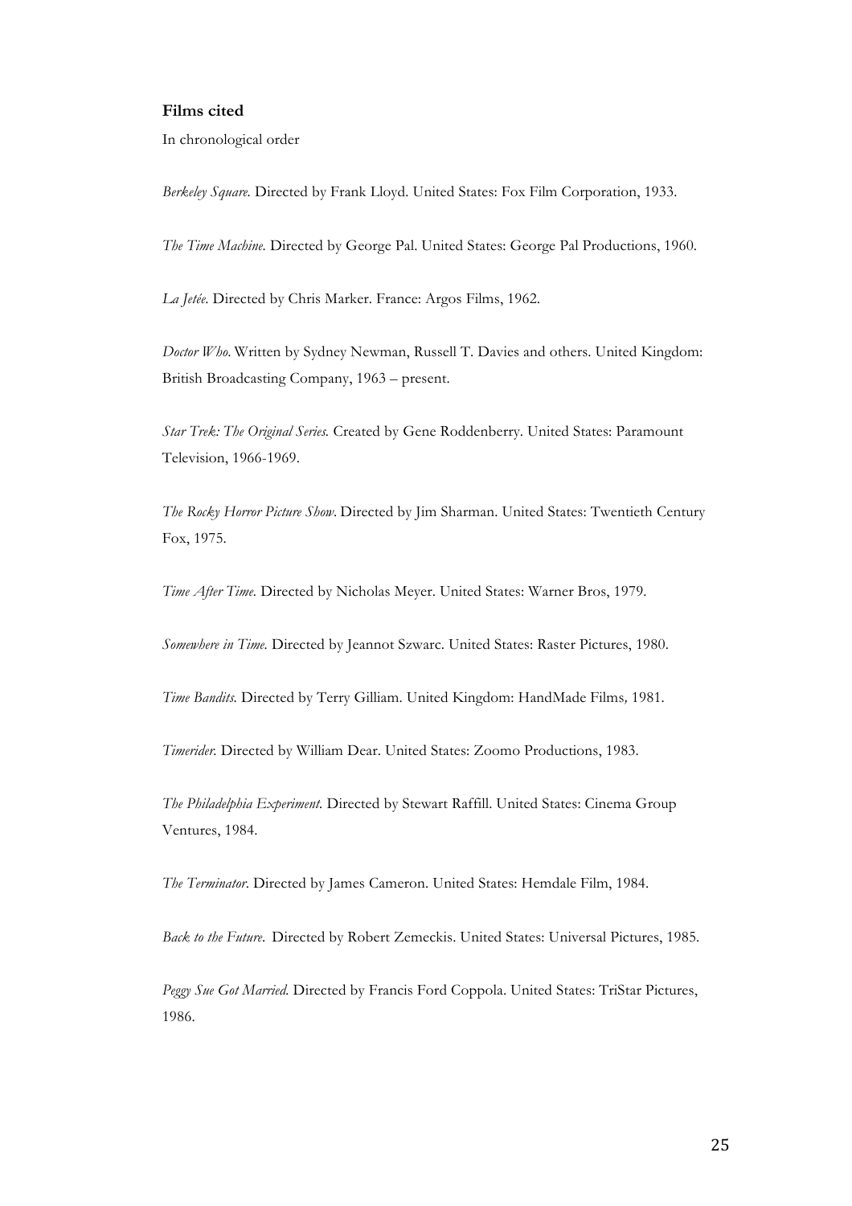**Films cited**

In chronological order

*Berkeley Square.* Directed by Frank Lloyd. United States: Fox Film Corporation, 1933.

*The Time Machine.* Directed by George Pal. United States: George Pal Productions, 1960.

*La Jetée.* Directed by Chris Marker. France: Argos Films, 1962.

*Doctor Who.* Written by Sydney Newman, Russell T. Davies and others. United Kingdom: British Broadcasting Company, 1963 – present.

*Star Trek: The Original Series.* Created by Gene Roddenberry. United States: Paramount Television, 1966-1969.

*The Rocky Horror Picture Show.* Directed by Jim Sharman. United States: Twentieth Century Fox, 1975.

*Time After Time.* Directed by Nicholas Meyer. United States: Warner Bros, 1979.

*Somewhere in Time.* Directed by Jeannot Szwarc. United States: Raster Pictures, 1980.

*Time Bandits.* Directed by Terry Gilliam. United Kingdom: HandMade Films, 1981.

*Timerider.* Directed by William Dear. United States: Zoomo Productions, 1983.

*The Philadelphia Experiment.* Directed by Stewart Raffill. United States: Cinema Group Ventures, 1984.

*The Terminator.* Directed by James Cameron. United States: Hemdale Film, 1984.

*Back to the Future.* Directed by Robert Zemeckis. United States: Universal Pictures, 1985.

*Peggy Sue Got Married.* Directed by Francis Ford Coppola. United States: TriStar Pictures, 1986.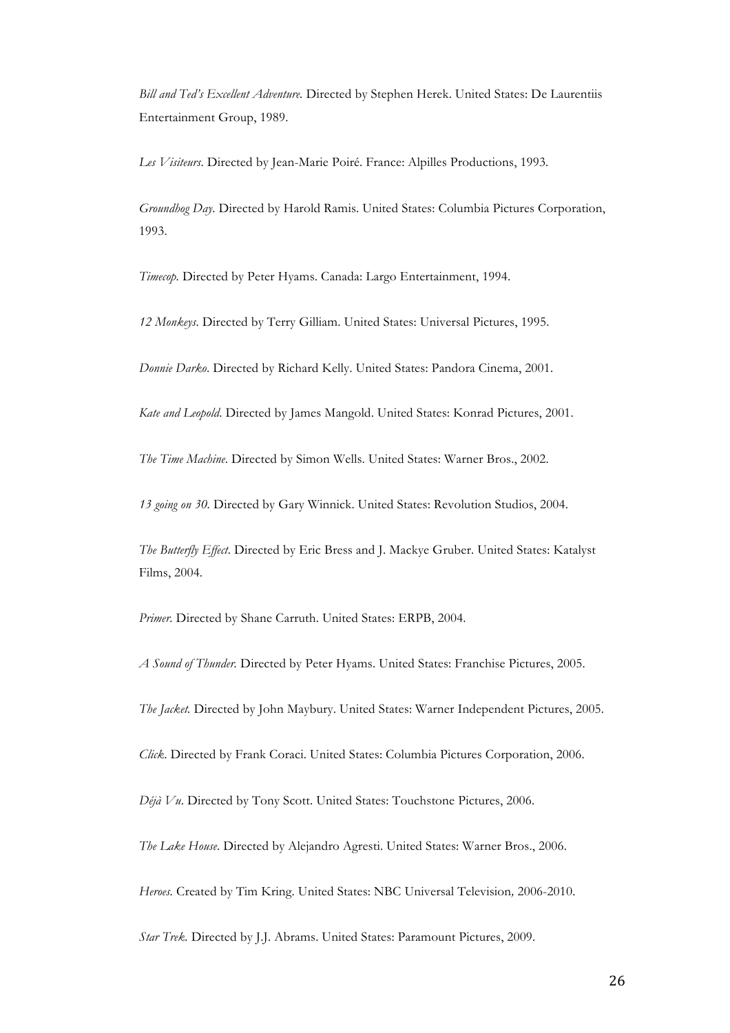*Bill and Ted's Excellent Adventure.* Directed by Stephen Herek. United States: De Laurentiis Entertainment Group, 1989.

*Les Visiteurs*. Directed by Jean-Marie Poiré. France: Alpilles Productions, 1993.

*Groundhog Day*. Directed by Harold Ramis. United States: Columbia Pictures Corporation, 1993.

*Timecop.* Directed by Peter Hyams. Canada: Largo Entertainment, 1994.

*12 Monkeys*. Directed by Terry Gilliam. United States: Universal Pictures, 1995.

*Donnie Darko*. Directed by Richard Kelly. United States: Pandora Cinema, 2001.

*Kate and Leopold*. Directed by James Mangold. United States: Konrad Pictures, 2001.

*The Time Machine*. Directed by Simon Wells. United States: Warner Bros., 2002.

*13 going on 30.* Directed by Gary Winnick. United States: Revolution Studios, 2004.

*The Butterfly Effect*. Directed by Eric Bress and J. Mackye Gruber. United States: Katalyst Films, 2004.

*Primer.* Directed by Shane Carruth. United States: ERPB, 2004.

*A Sound of Thunder.* Directed by Peter Hyams. United States: Franchise Pictures, 2005.

*The Jacket.* Directed by John Maybury. United States: Warner Independent Pictures, 2005.

*Click*. Directed by Frank Coraci. United States: Columbia Pictures Corporation, 2006.

*Déjà Vu*. Directed by Tony Scott. United States: Touchstone Pictures, 2006.

*The Lake House*. Directed by Alejandro Agresti. United States: Warner Bros., 2006.

*Heroes.* Created by Tim Kring. United States: NBC Universal Television*,* 2006-2010.

*Star Trek.* Directed by J.J. Abrams. United States: Paramount Pictures, 2009.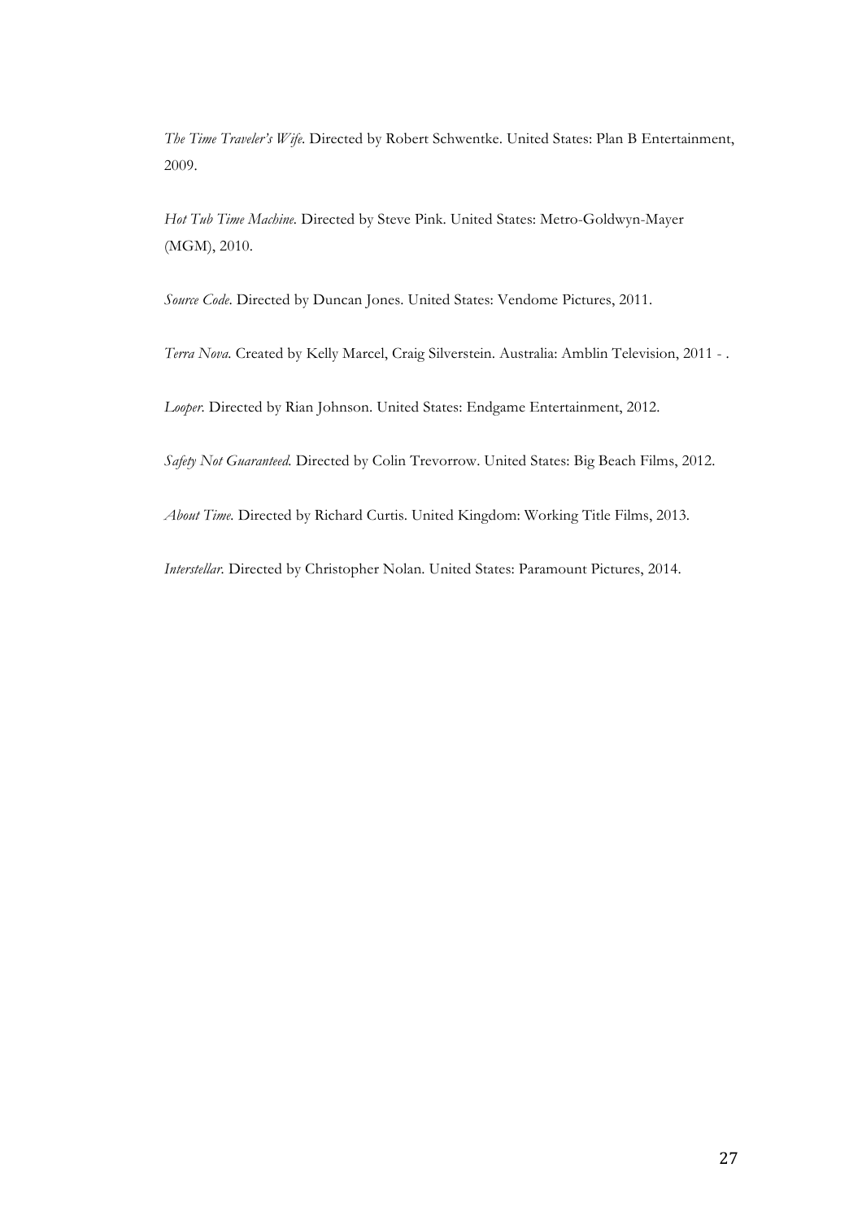*The Time Traveler's Wife*. Directed by Robert Schwentke. United States: Plan B Entertainment, 2009.

*Hot Tub Time Machine*. Directed by Steve Pink. United States: Metro-Goldwyn-Mayer (MGM), 2010.

*Source Code*. Directed by Duncan Jones. United States: Vendome Pictures, 2011.

*Terra Nova.* Created by Kelly Marcel, Craig Silverstein. Australia: Amblin Television, 2011 - .

*Looper*. Directed by Rian Johnson. United States: Endgame Entertainment, 2012.

*Safety Not Guaranteed.* Directed by Colin Trevorrow. United States: Big Beach Films, 2012.

*About Time.* Directed by Richard Curtis. United Kingdom: Working Title Films, 2013.

*Interstellar*. Directed by Christopher Nolan. United States: Paramount Pictures, 2014.